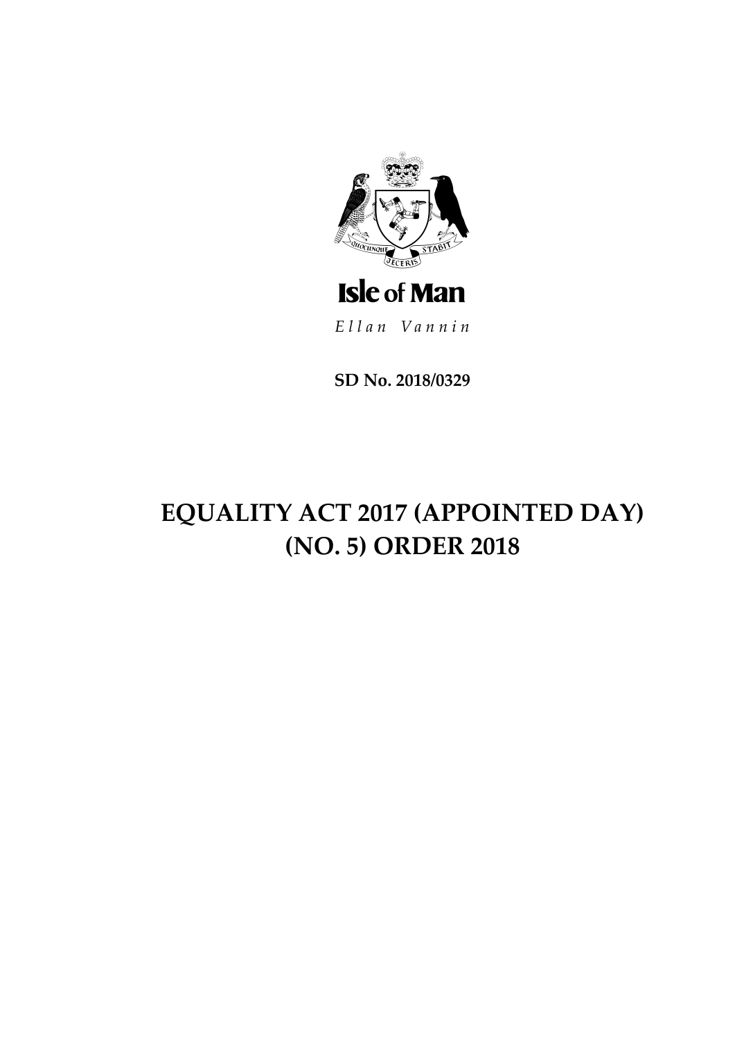Isle of Man

*Ellan Vannin*

**SD No. 2018/0329**

# EQUALITY ACT 2017 (APPOINTED DAY) (NO. 5) ORDER 2018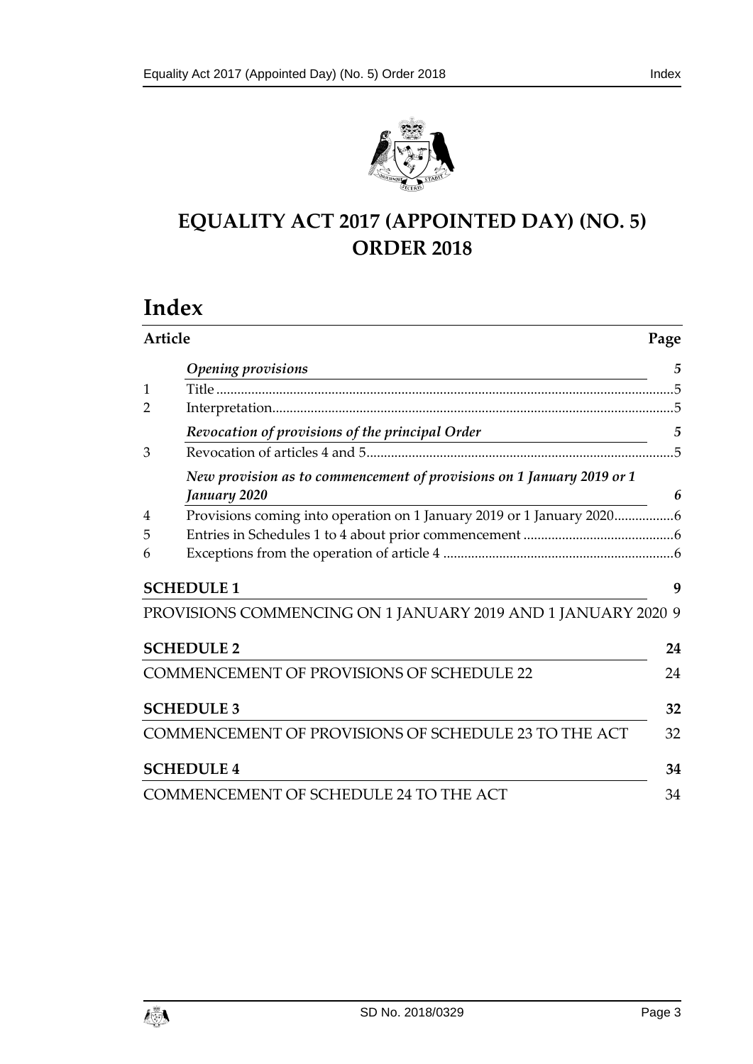# EQUALITY ACT 2017 (APPOINTED DAY) (NO. 5) ORDER 2018

# Index

| Article | | Page |
|---|---|---|
| | *Opening provisions* | *5* |
| 1 | Title | 5 |
| 2 | Interpretation | 5 |
| | *Revocation of provisions of the principal Order* | *5* |
| 3 | Revocation of articles 4 and 5 | 5 |
| | *New provision as to commencement of provisions on 1 January 2019 or 1 January 2020* | *6* |
| 4 | Provisions coming into operation on 1 January 2019 or 1 January 2020 | 6 |
| 5 | Entries in Schedules 1 to 4 about prior commencement | 6 |
| 6 | Exceptions from the operation of article 4 | 6 |

**SCHEDULE 1** — 9

PROVISIONS COMMENCING ON 1 JANUARY 2019 AND 1 JANUARY 2020 — 9

**SCHEDULE 2** — 24

COMMENCEMENT OF PROVISIONS OF SCHEDULE 22 — 24

**SCHEDULE 3** — 32

COMMENCEMENT OF PROVISIONS OF SCHEDULE 23 TO THE ACT — 32

**SCHEDULE 4** — 34

COMMENCEMENT OF SCHEDULE 24 TO THE ACT — 34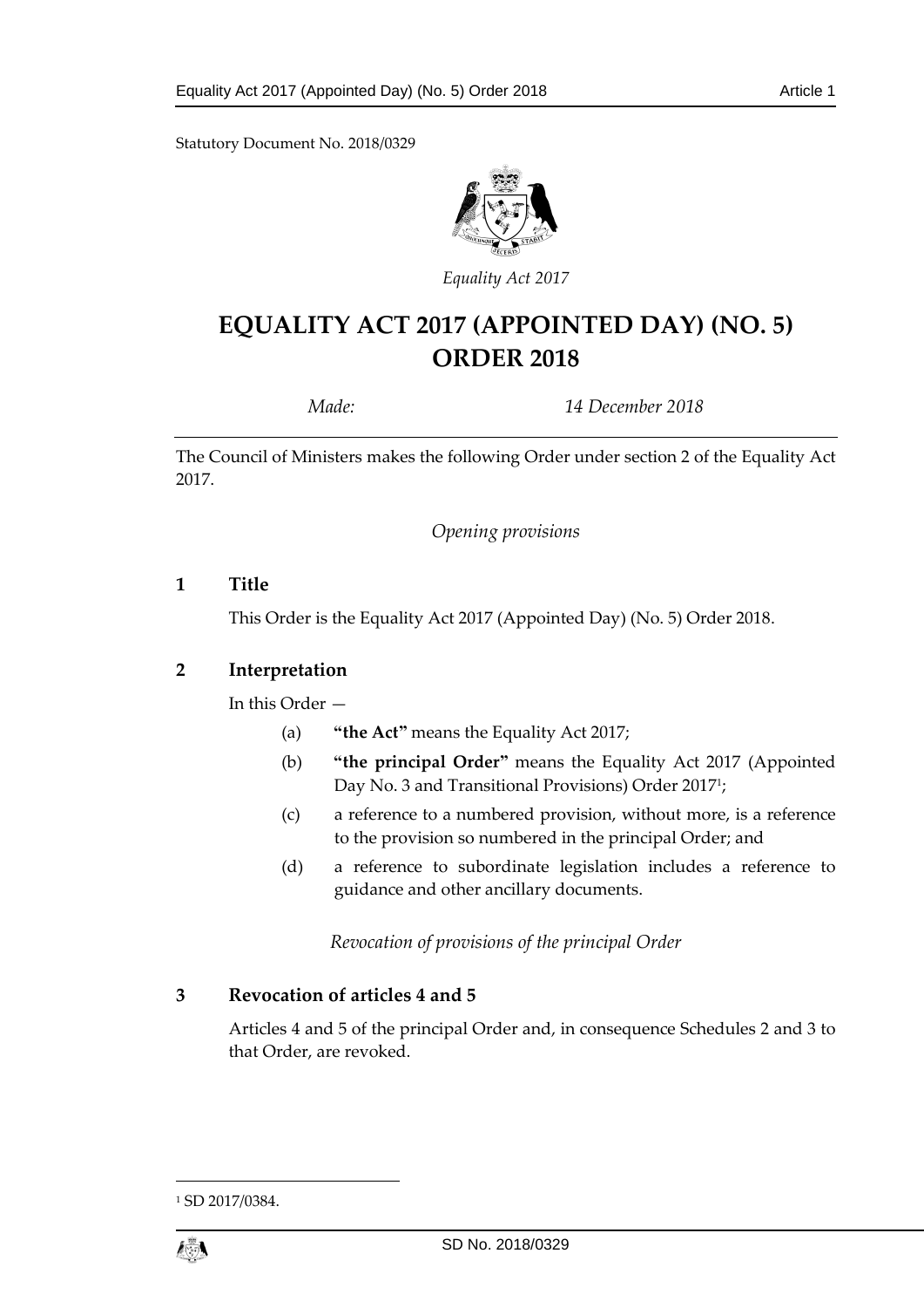Statutory Document No. 2018/0329

*Equality Act 2017*

# EQUALITY ACT 2017 (APPOINTED DAY) (NO. 5) ORDER 2018

*Made:* *14 December 2018*

The Council of Ministers makes the following Order under section 2 of the Equality Act 2017.

*Opening provisions*

## 1 Title

This Order is the Equality Act 2017 (Appointed Day) (No. 5) Order 2018.

## 2 Interpretation

In this Order —

(a) **"the Act"** means the Equality Act 2017;

(b) **"the principal Order"** means the Equality Act 2017 (Appointed Day No. 3 and Transitional Provisions) Order 2017[1];

(c) a reference to a numbered provision, without more, is a reference to the provision so numbered in the principal Order; and

(d) a reference to subordinate legislation includes a reference to guidance and other ancillary documents.

*Revocation of provisions of the principal Order*

## 3 Revocation of articles 4 and 5

Articles 4 and 5 of the principal Order and, in consequence Schedules 2 and 3 to that Order, are revoked.

[1] SD 2017/0384.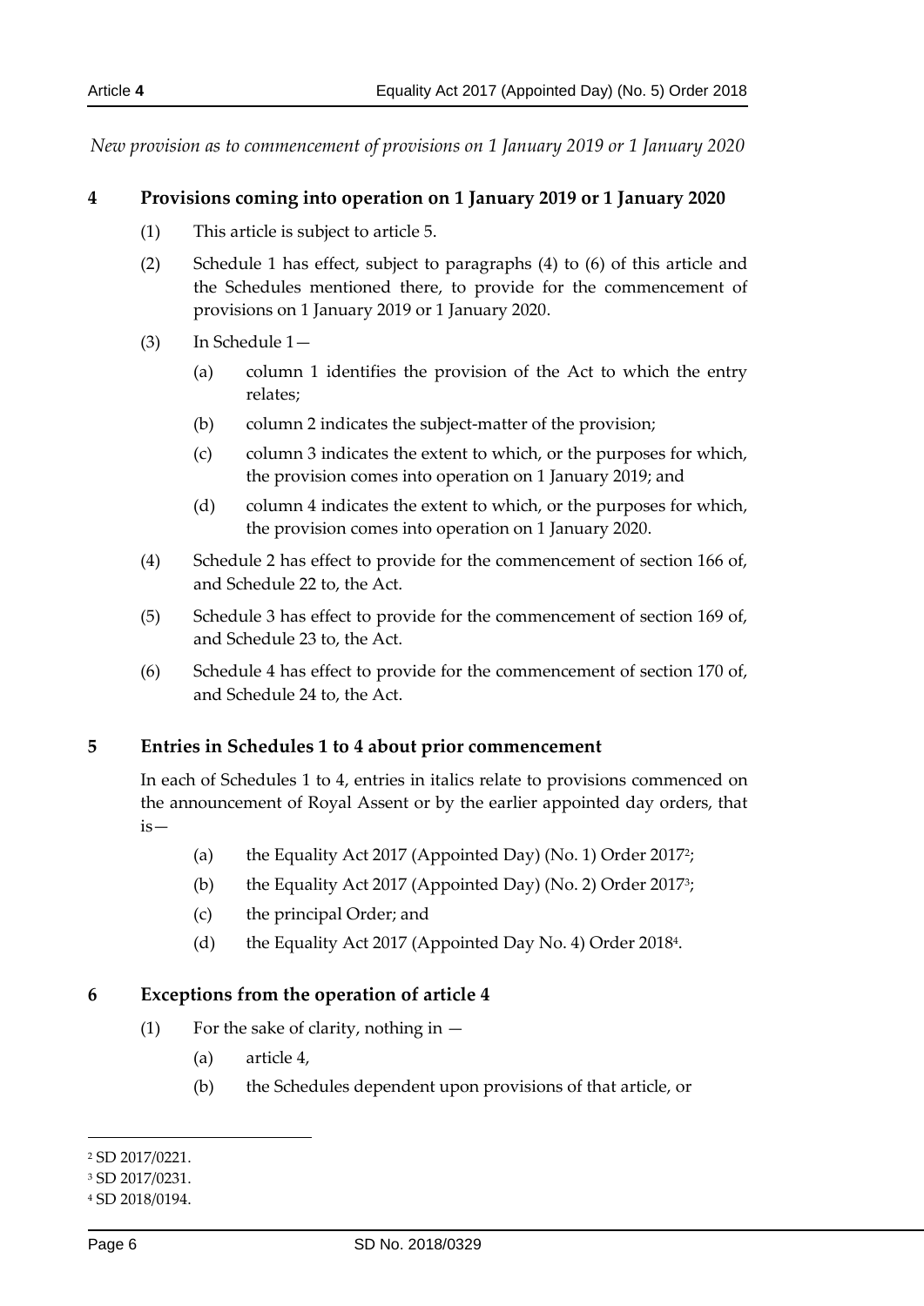*New provision as to commencement of provisions on 1 January 2019 or 1 January 2020*

**4 Provisions coming into operation on 1 January 2019 or 1 January 2020**

(1) This article is subject to article 5.

(2) Schedule 1 has effect, subject to paragraphs (4) to (6) of this article and the Schedules mentioned there, to provide for the commencement of provisions on 1 January 2019 or 1 January 2020.

(3) In Schedule 1—

(a) column 1 identifies the provision of the Act to which the entry relates;

(b) column 2 indicates the subject-matter of the provision;

(c) column 3 indicates the extent to which, or the purposes for which, the provision comes into operation on 1 January 2019; and

(d) column 4 indicates the extent to which, or the purposes for which, the provision comes into operation on 1 January 2020.

(4) Schedule 2 has effect to provide for the commencement of section 166 of, and Schedule 22 to, the Act.

(5) Schedule 3 has effect to provide for the commencement of section 169 of, and Schedule 23 to, the Act.

(6) Schedule 4 has effect to provide for the commencement of section 170 of, and Schedule 24 to, the Act.

**5 Entries in Schedules 1 to 4 about prior commencement**

In each of Schedules 1 to 4, entries in italics relate to provisions commenced on the announcement of Royal Assent or by the earlier appointed day orders, that is—

(a) the Equality Act 2017 (Appointed Day) (No. 1) Order 2017[2];

(b) the Equality Act 2017 (Appointed Day) (No. 2) Order 2017[3];

(c) the principal Order; and

(d) the Equality Act 2017 (Appointed Day No. 4) Order 2018[4].

**6 Exceptions from the operation of article 4**

(1) For the sake of clarity, nothing in —

(a) article 4,

(b) the Schedules dependent upon provisions of that article, or

---

[2] SD 2017/0221.

[3] SD 2017/0231.

[4] SD 2018/0194.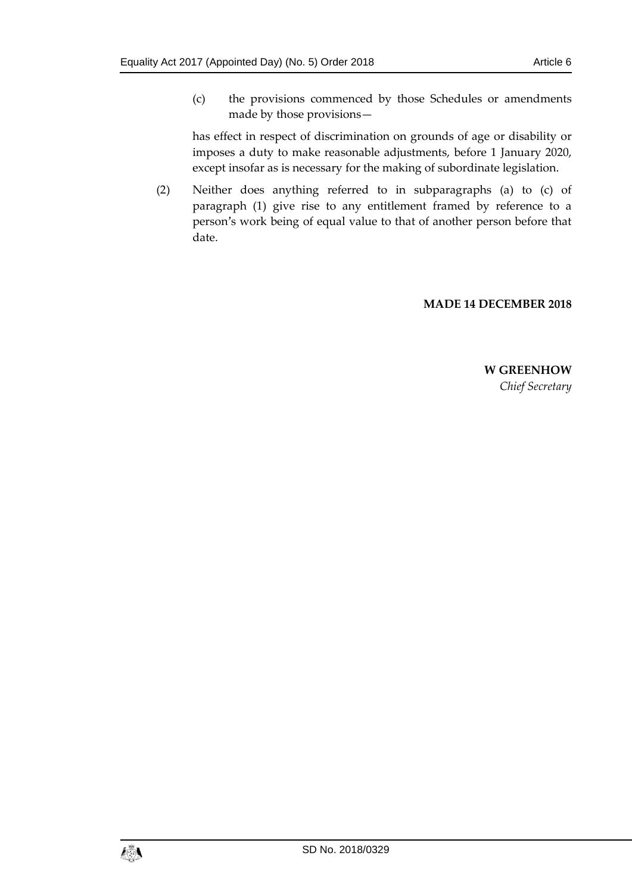(c) the provisions commenced by those Schedules or amendments made by those provisions—

has effect in respect of discrimination on grounds of age or disability or imposes a duty to make reasonable adjustments, before 1 January 2020, except insofar as is necessary for the making of subordinate legislation.

(2) Neither does anything referred to in subparagraphs (a) to (c) of paragraph (1) give rise to any entitlement framed by reference to a person's work being of equal value to that of another person before that date.

**MADE 14 DECEMBER 2018**

**W GREENHOW**
*Chief Secretary*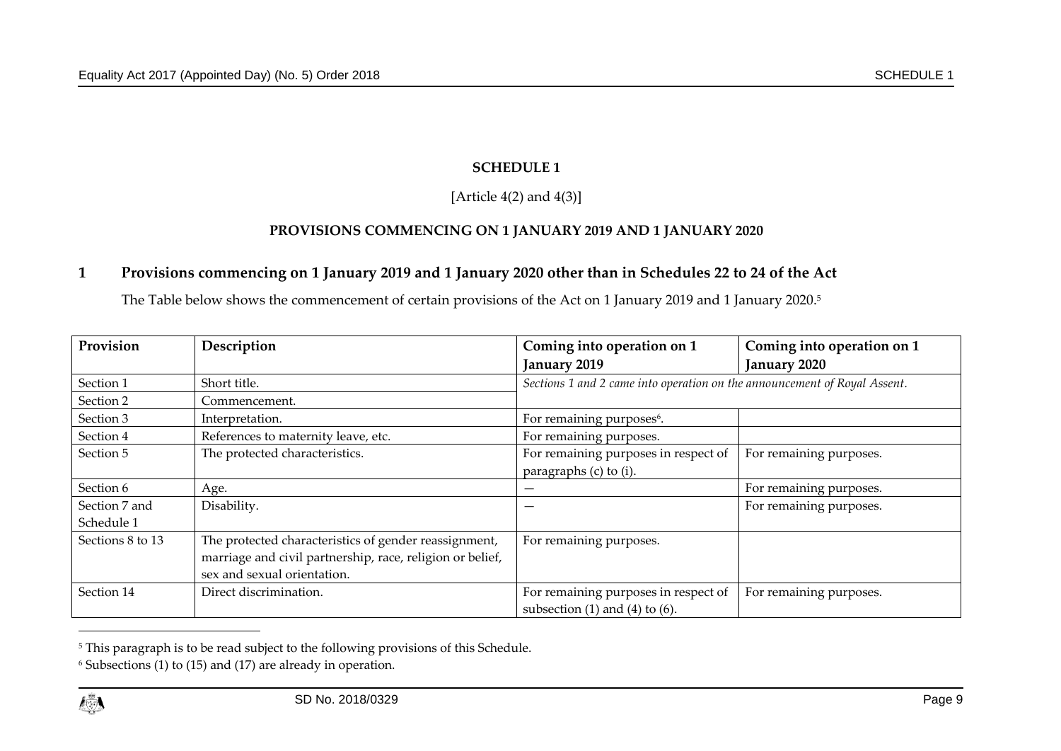## SCHEDULE 1

[Article 4(2) and 4(3)]

### PROVISIONS COMMENCING ON 1 JANUARY 2019 AND 1 JANUARY 2020

### 1 Provisions commencing on 1 January 2019 and 1 January 2020 other than in Schedules 22 to 24 of the Act

The Table below shows the commencement of certain provisions of the Act on 1 January 2019 and 1 January 2020.[5]

| Provision | Description | Coming into operation on 1 January 2019 | Coming into operation on 1 January 2020 |
|---|---|---|---|
| Section 1 | Short title. | *Sections 1 and 2 came into operation on the announcement of Royal Assent.* | |
| Section 2 | Commencement. | | |
| Section 3 | Interpretation. | For remaining purposes[6]. | |
| Section 4 | References to maternity leave, etc. | For remaining purposes. | |
| Section 5 | The protected characteristics. | For remaining purposes in respect of paragraphs (c) to (i). | For remaining purposes. |
| Section 6 | Age. | — | For remaining purposes. |
| Section 7 and Schedule 1 | Disability. | — | For remaining purposes. |
| Sections 8 to 13 | The protected characteristics of gender reassignment, marriage and civil partnership, race, religion or belief, sex and sexual orientation. | For remaining purposes. | |
| Section 14 | Direct discrimination. | For remaining purposes in respect of subsection (1) and (4) to (6). | For remaining purposes. |

[5] This paragraph is to be read subject to the following provisions of this Schedule.

[6] Subsections (1) to (15) and (17) are already in operation.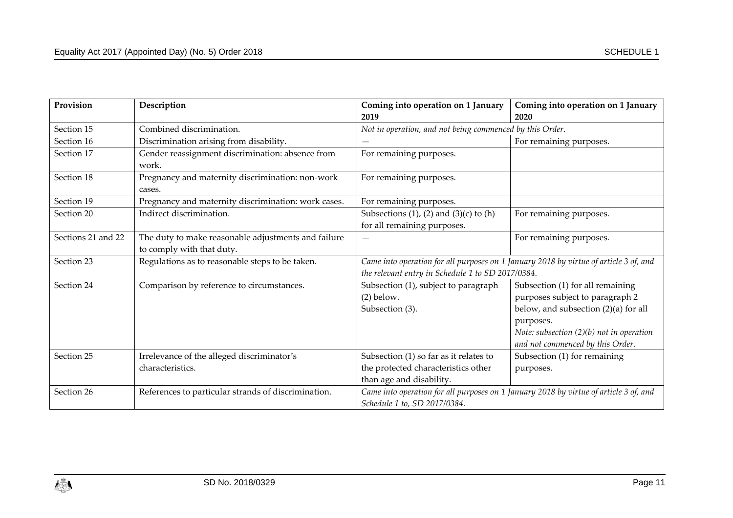| Provision | Description | Coming into operation on 1 January 2019 | Coming into operation on 1 January 2020 |
|---|---|---|---|
| Section 15 | Combined discrimination. | *Not in operation, and not being commenced by this Order.* | |
| Section 16 | Discrimination arising from disability. | — | For remaining purposes. |
| Section 17 | Gender reassignment discrimination: absence from work. | For remaining purposes. | |
| Section 18 | Pregnancy and maternity discrimination: non-work cases. | For remaining purposes. | |
| Section 19 | Pregnancy and maternity discrimination: work cases. | For remaining purposes. | |
| Section 20 | Indirect discrimination. | Subsections (1), (2) and (3)(c) to (h) for all remaining purposes. | For remaining purposes. |
| Sections 21 and 22 | The duty to make reasonable adjustments and failure to comply with that duty. | — | For remaining purposes. |
| Section 23 | Regulations as to reasonable steps to be taken. | *Came into operation for all purposes on 1 January 2018 by virtue of article 3 of, and the relevant entry in Schedule 1 to SD 2017/0384.* | |
| Section 24 | Comparison by reference to circumstances. | Subsection (1), subject to paragraph (2) below.<br>Subsection (3). | Subsection (1) for all remaining purposes subject to paragraph 2 below, and subsection (2)(a) for all purposes.<br>*Note: subsection (2)(b) not in operation and not commenced by this Order.* |
| Section 25 | Irrelevance of the alleged discriminator's characteristics. | Subsection (1) so far as it relates to the protected characteristics other than age and disability. | Subsection (1) for remaining purposes. |
| Section 26 | References to particular strands of discrimination. | *Came into operation for all purposes on 1 January 2018 by virtue of article 3 of, and Schedule 1 to, SD 2017/0384.* | |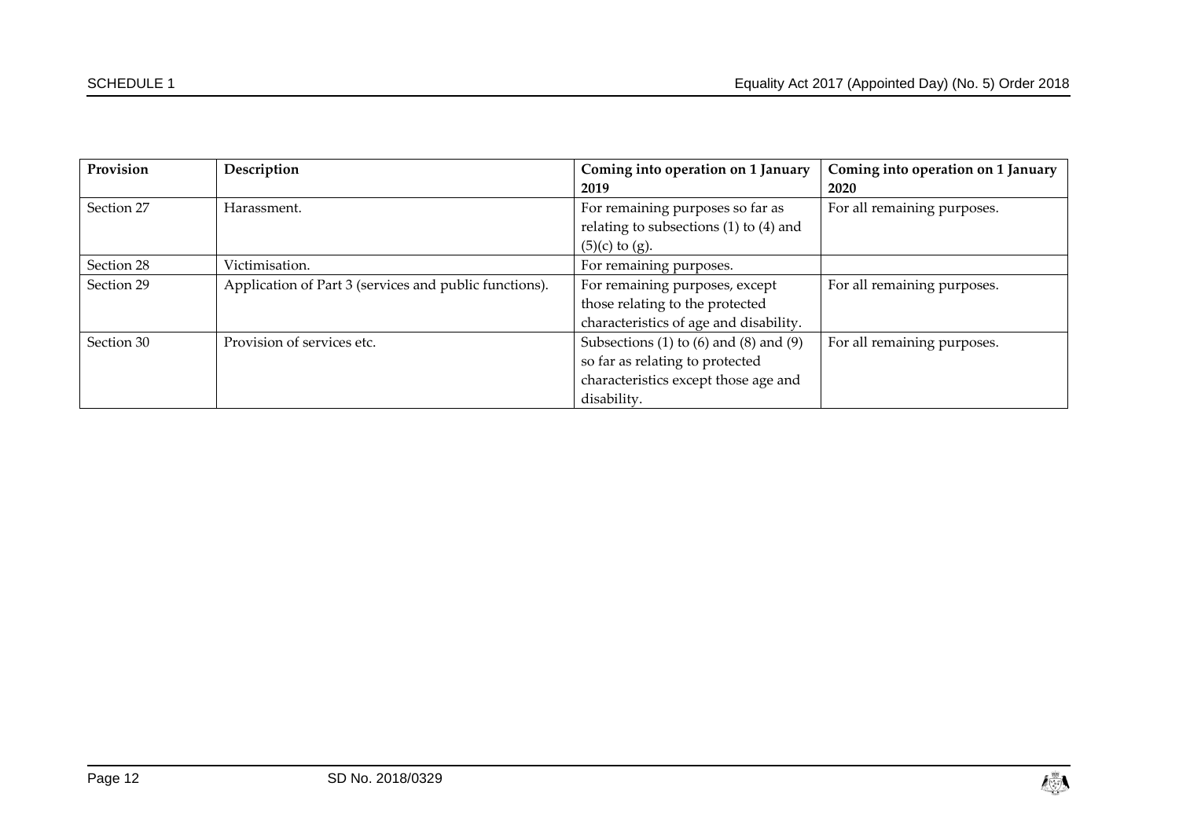| Provision | Description | Coming into operation on 1 January 2019 | Coming into operation on 1 January 2020 |
|---|---|---|---|
| Section 27 | Harassment. | For remaining purposes so far as relating to subsections (1) to (4) and (5)(c) to (g). | For all remaining purposes. |
| Section 28 | Victimisation. | For remaining purposes. | |
| Section 29 | Application of Part 3 (services and public functions). | For remaining purposes, except those relating to the protected characteristics of age and disability. | For all remaining purposes. |
| Section 30 | Provision of services etc. | Subsections (1) to (6) and (8) and (9) so far as relating to protected characteristics except those age and disability. | For all remaining purposes. |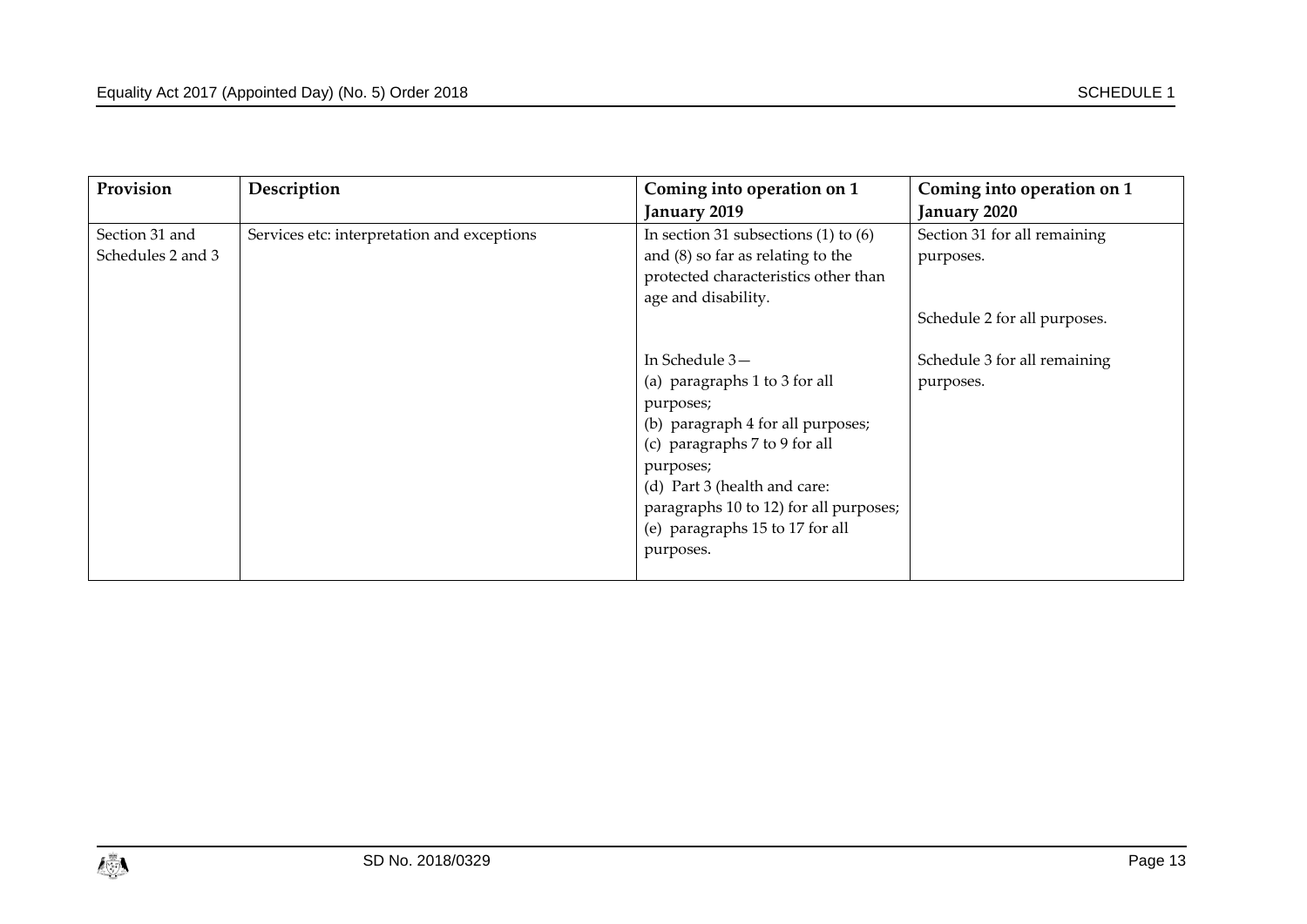| Provision | Description | Coming into operation on 1 January 2019 | Coming into operation on 1 January 2020 |
|---|---|---|---|
| Section 31 and Schedules 2 and 3 | Services etc: interpretation and exceptions | In section 31 subsections (1) to (6) and (8) so far as relating to the protected characteristics other than age and disability.<br><br>In Schedule 3—<br>(a) paragraphs 1 to 3 for all purposes;<br>(b) paragraph 4 for all purposes;<br>(c) paragraphs 7 to 9 for all purposes;<br>(d) Part 3 (health and care: paragraphs 10 to 12) for all purposes;<br>(e) paragraphs 15 to 17 for all purposes. | Section 31 for all remaining purposes.<br><br>Schedule 2 for all purposes.<br><br>Schedule 3 for all remaining purposes. |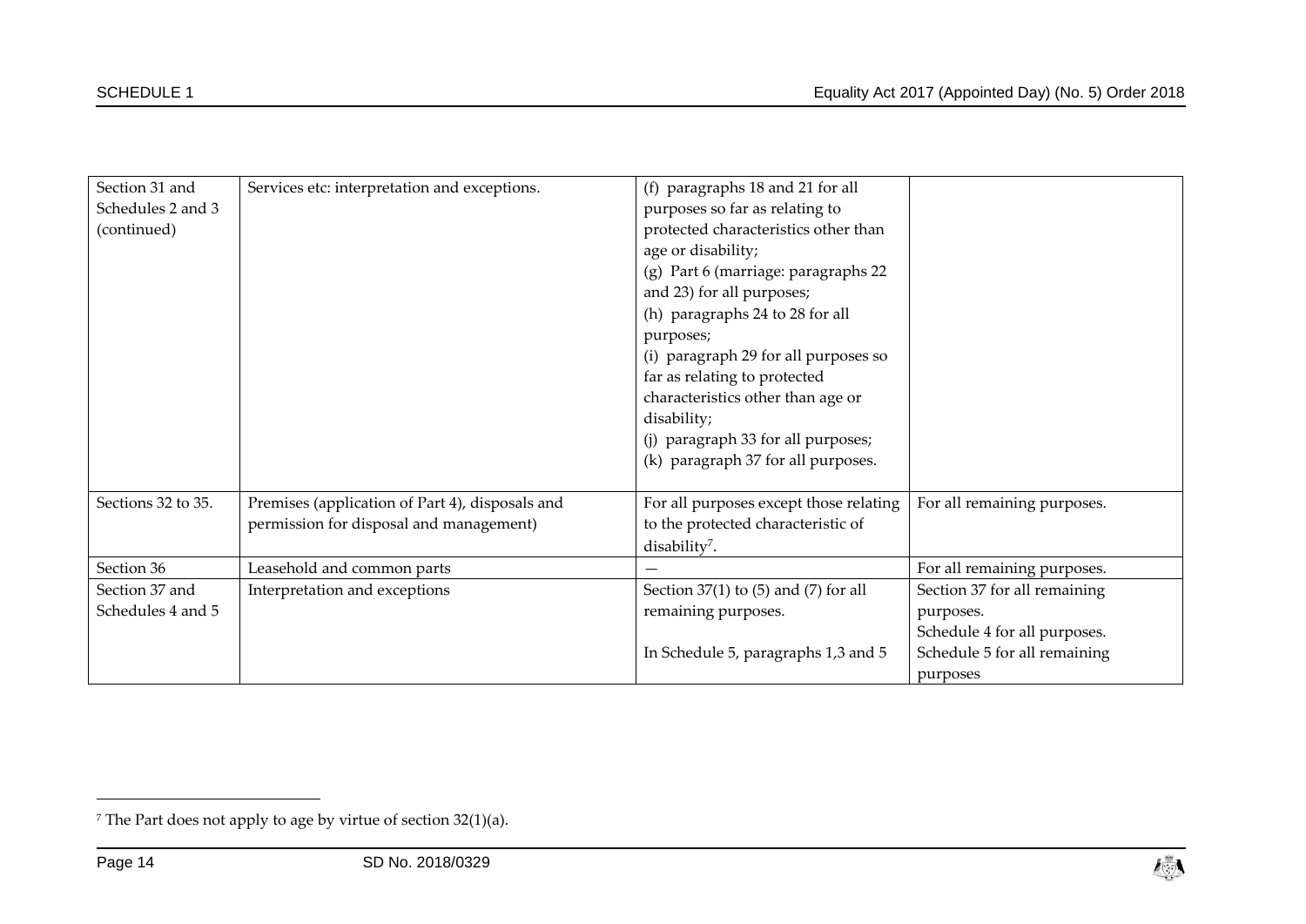| Section 31 and Schedules 2 and 3 (continued) | Services etc: interpretation and exceptions. | (f) paragraphs 18 and 21 for all purposes so far as relating to protected characteristics other than age or disability;<br>(g) Part 6 (marriage: paragraphs 22 and 23) for all purposes;<br>(h) paragraphs 24 to 28 for all purposes;<br>(i) paragraph 29 for all purposes so far as relating to protected characteristics other than age or disability;<br>(j) paragraph 33 for all purposes;<br>(k) paragraph 37 for all purposes. | |
|---|---|---|---|
| Sections 32 to 35. | Premises (application of Part 4), disposals and permission for disposal and management) | For all purposes except those relating to the protected characteristic of disability[7]. | For all remaining purposes. |
| Section 36 | Leasehold and common parts | — | For all remaining purposes. |
| Section 37 and Schedules 4 and 5 | Interpretation and exceptions | Section 37(1) to (5) and (7) for all remaining purposes.<br><br>In Schedule 5, paragraphs 1,3 and 5 | Section 37 for all remaining purposes.<br>Schedule 4 for all purposes.<br>Schedule 5 for all remaining purposes |

[7] The Part does not apply to age by virtue of section 32(1)(a).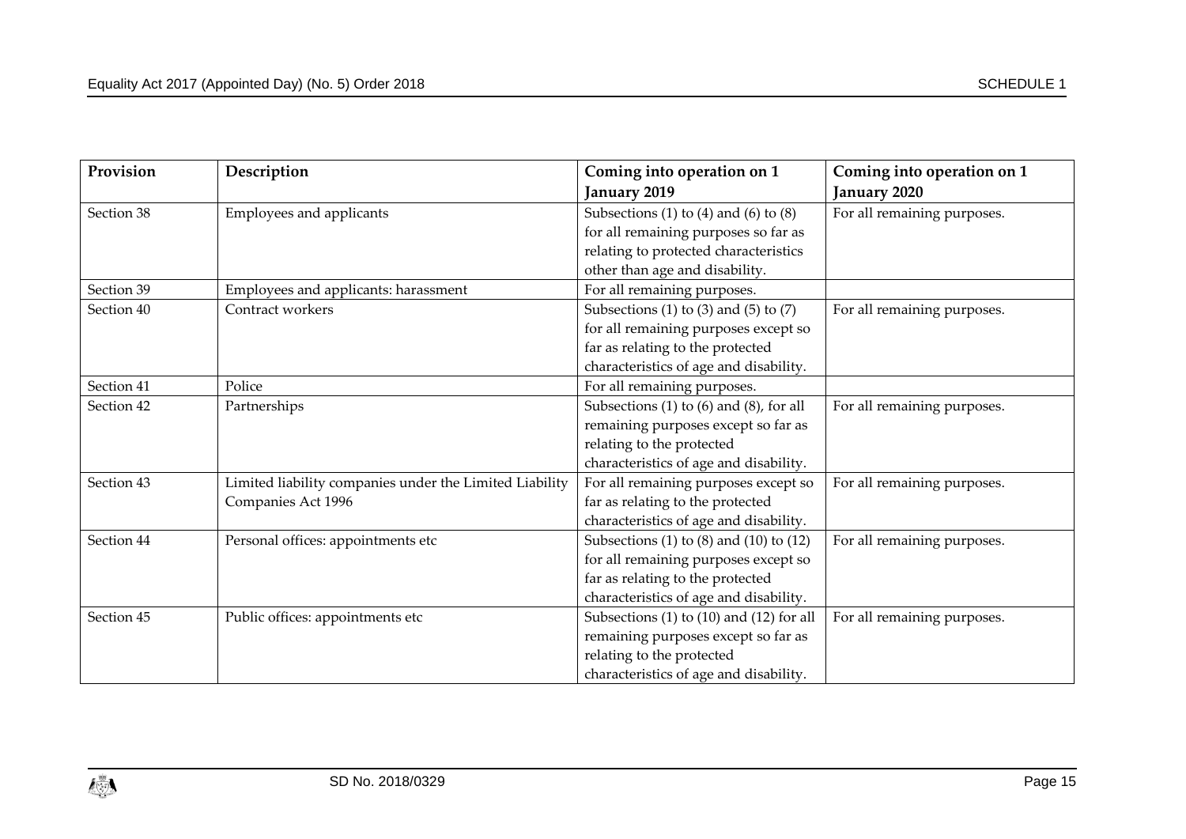| Provision | Description | Coming into operation on 1 January 2019 | Coming into operation on 1 January 2020 |
|---|---|---|---|
| Section 38 | Employees and applicants | Subsections (1) to (4) and (6) to (8) for all remaining purposes so far as relating to protected characteristics other than age and disability. | For all remaining purposes. |
| Section 39 | Employees and applicants: harassment | For all remaining purposes. | |
| Section 40 | Contract workers | Subsections (1) to (3) and (5) to (7) for all remaining purposes except so far as relating to the protected characteristics of age and disability. | For all remaining purposes. |
| Section 41 | Police | For all remaining purposes. | |
| Section 42 | Partnerships | Subsections (1) to (6) and (8), for all remaining purposes except so far as relating to the protected characteristics of age and disability. | For all remaining purposes. |
| Section 43 | Limited liability companies under the Limited Liability Companies Act 1996 | For all remaining purposes except so far as relating to the protected characteristics of age and disability. | For all remaining purposes. |
| Section 44 | Personal offices: appointments etc | Subsections (1) to (8) and (10) to (12) for all remaining purposes except so far as relating to the protected characteristics of age and disability. | For all remaining purposes. |
| Section 45 | Public offices: appointments etc | Subsections (1) to (10) and (12) for all remaining purposes except so far as relating to the protected characteristics of age and disability. | For all remaining purposes. |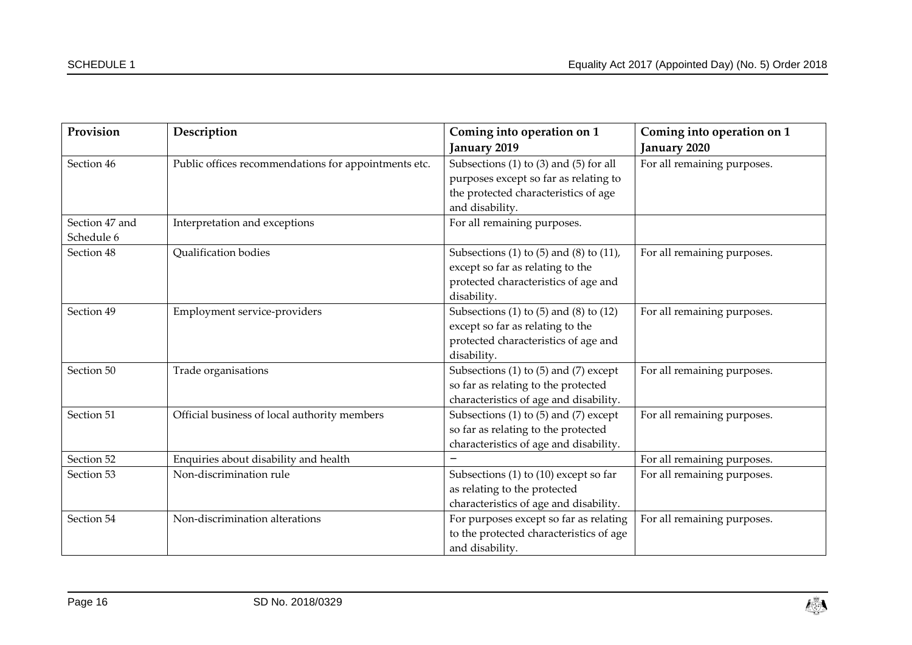| Provision | Description | Coming into operation on 1 January 2019 | Coming into operation on 1 January 2020 |
|---|---|---|---|
| Section 46 | Public offices recommendations for appointments etc. | Subsections (1) to (3) and (5) for all purposes except so far as relating to the protected characteristics of age and disability. | For all remaining purposes. |
| Section 47 and Schedule 6 | Interpretation and exceptions | For all remaining purposes. | |
| Section 48 | Qualification bodies | Subsections (1) to (5) and (8) to (11), except so far as relating to the protected characteristics of age and disability. | For all remaining purposes. |
| Section 49 | Employment service-providers | Subsections (1) to (5) and (8) to (12) except so far as relating to the protected characteristics of age and disability. | For all remaining purposes. |
| Section 50 | Trade organisations | Subsections (1) to (5) and (7) except so far as relating to the protected characteristics of age and disability. | For all remaining purposes. |
| Section 51 | Official business of local authority members | Subsections (1) to (5) and (7) except so far as relating to the protected characteristics of age and disability. | For all remaining purposes. |
| Section 52 | Enquiries about disability and health | – | For all remaining purposes. |
| Section 53 | Non-discrimination rule | Subsections (1) to (10) except so far as relating to the protected characteristics of age and disability. | For all remaining purposes. |
| Section 54 | Non-discrimination alterations | For purposes except so far as relating to the protected characteristics of age and disability. | For all remaining purposes. |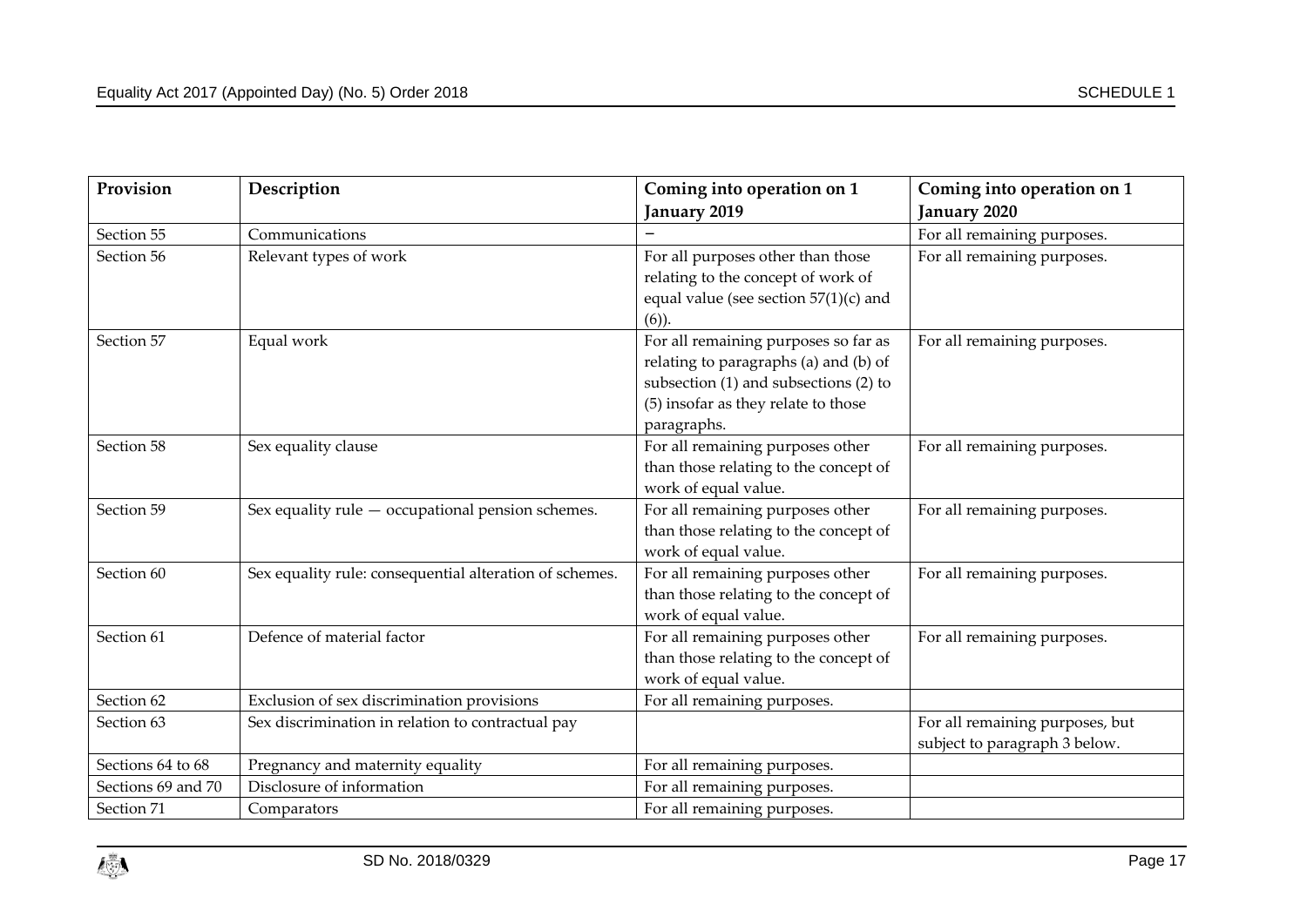| Provision | Description | Coming into operation on 1 January 2019 | Coming into operation on 1 January 2020 |
|---|---|---|---|
| Section 55 | Communications | – | For all remaining purposes. |
| Section 56 | Relevant types of work | For all purposes other than those relating to the concept of work of equal value (see section 57(1)(c) and (6)). | For all remaining purposes. |
| Section 57 | Equal work | For all remaining purposes so far as relating to paragraphs (a) and (b) of subsection (1) and subsections (2) to (5) insofar as they relate to those paragraphs. | For all remaining purposes. |
| Section 58 | Sex equality clause | For all remaining purposes other than those relating to the concept of work of equal value. | For all remaining purposes. |
| Section 59 | Sex equality rule — occupational pension schemes. | For all remaining purposes other than those relating to the concept of work of equal value. | For all remaining purposes. |
| Section 60 | Sex equality rule: consequential alteration of schemes. | For all remaining purposes other than those relating to the concept of work of equal value. | For all remaining purposes. |
| Section 61 | Defence of material factor | For all remaining purposes other than those relating to the concept of work of equal value. | For all remaining purposes. |
| Section 62 | Exclusion of sex discrimination provisions | For all remaining purposes. | |
| Section 63 | Sex discrimination in relation to contractual pay | | For all remaining purposes, but subject to paragraph 3 below. |
| Sections 64 to 68 | Pregnancy and maternity equality | For all remaining purposes. | |
| Sections 69 and 70 | Disclosure of information | For all remaining purposes. | |
| Section 71 | Comparators | For all remaining purposes. | |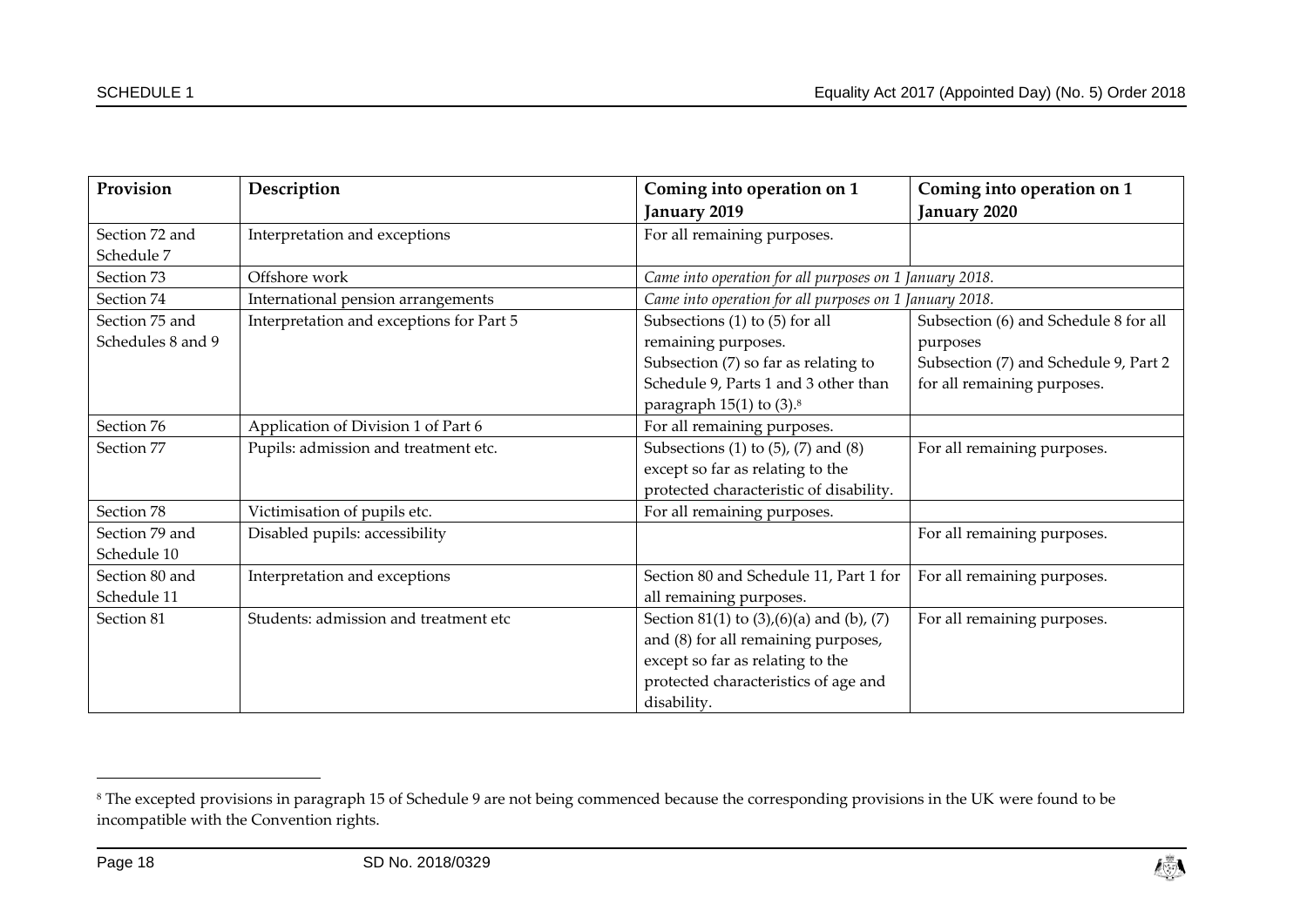| Provision | Description | Coming into operation on 1 January 2019 | Coming into operation on 1 January 2020 |
|---|---|---|---|
| Section 72 and Schedule 7 | Interpretation and exceptions | For all remaining purposes. | |
| Section 73 | Offshore work | *Came into operation for all purposes on 1 January 2018.* | |
| Section 74 | International pension arrangements | *Came into operation for all purposes on 1 January 2018.* | |
| Section 75 and Schedules 8 and 9 | Interpretation and exceptions for Part 5 | Subsections (1) to (5) for all remaining purposes. Subsection (7) so far as relating to Schedule 9, Parts 1 and 3 other than paragraph 15(1) to (3).[8] | Subsection (6) and Schedule 8 for all purposes Subsection (7) and Schedule 9, Part 2 for all remaining purposes. |
| Section 76 | Application of Division 1 of Part 6 | For all remaining purposes. | |
| Section 77 | Pupils: admission and treatment etc. | Subsections (1) to (5), (7) and (8) except so far as relating to the protected characteristic of disability. | For all remaining purposes. |
| Section 78 | Victimisation of pupils etc. | For all remaining purposes. | |
| Section 79 and Schedule 10 | Disabled pupils: accessibility | | For all remaining purposes. |
| Section 80 and Schedule 11 | Interpretation and exceptions | Section 80 and Schedule 11, Part 1 for all remaining purposes. | For all remaining purposes. |
| Section 81 | Students: admission and treatment etc | Section 81(1) to (3),(6)(a) and (b), (7) and (8) for all remaining purposes, except so far as relating to the protected characteristics of age and disability. | For all remaining purposes. |

[8] The excepted provisions in paragraph 15 of Schedule 9 are not being commenced because the corresponding provisions in the UK were found to be incompatible with the Convention rights.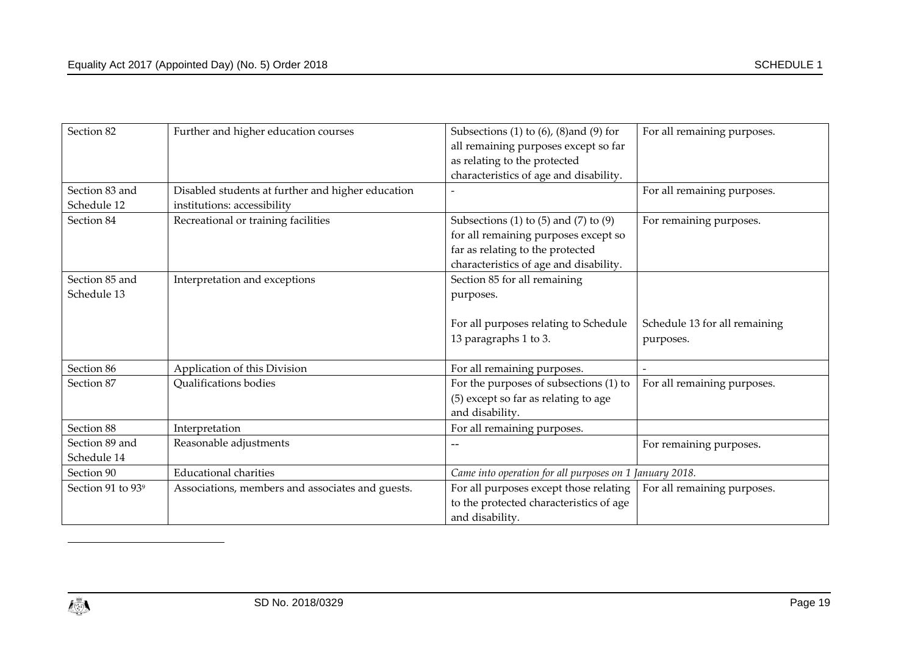| Section 82 | Further and higher education courses | Subsections (1) to (6), (8)and (9) for all remaining purposes except so far as relating to the protected characteristics of age and disability. | For all remaining purposes. |
|---|---|---|---|
| Section 83 and Schedule 12 | Disabled students at further and higher education institutions: accessibility | - | For all remaining purposes. |
| Section 84 | Recreational or training facilities | Subsections (1) to (5) and (7) to (9) for all remaining purposes except so far as relating to the protected characteristics of age and disability. | For remaining purposes. |
| Section 85 and Schedule 13 | Interpretation and exceptions | Section 85 for all remaining purposes.<br><br>For all purposes relating to Schedule 13 paragraphs 1 to 3. | Schedule 13 for all remaining purposes. |
| Section 86 | Application of this Division | For all remaining purposes. | - |
| Section 87 | Qualifications bodies | For the purposes of subsections (1) to (5) except so far as relating to age and disability. | For all remaining purposes. |
| Section 88 | Interpretation | For all remaining purposes. | |
| Section 89 and Schedule 14 | Reasonable adjustments | -- | For remaining purposes. |
| Section 90 | Educational charities | *Came into operation for all purposes on 1 January 2018.* | |
| Section 91 to 93[9] | Associations, members and associates and guests. | For all purposes except those relating to the protected characteristics of age and disability. | For all remaining purposes. |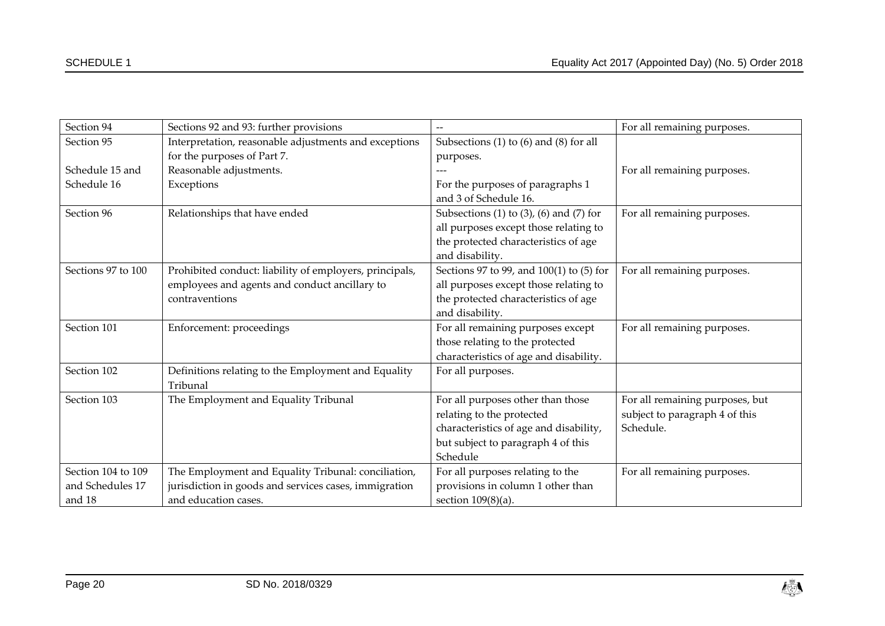| Section 94 | Sections 92 and 93: further provisions | -- | For all remaining purposes. |
|---|---|---|---|
| Section 95 | Interpretation, reasonable adjustments and exceptions for the purposes of Part 7. | Subsections (1) to (6) and (8) for all purposes. | |
| Schedule 15 and | Reasonable adjustments. | --- | For all remaining purposes. |
| Schedule 16 | Exceptions | For the purposes of paragraphs 1 and 3 of Schedule 16. | |
| Section 96 | Relationships that have ended | Subsections (1) to (3), (6) and (7) for all purposes except those relating to the protected characteristics of age and disability. | For all remaining purposes. |
| Sections 97 to 100 | Prohibited conduct: liability of employers, principals, employees and agents and conduct ancillary to contraventions | Sections 97 to 99, and 100(1) to (5) for all purposes except those relating to the protected characteristics of age and disability. | For all remaining purposes. |
| Section 101 | Enforcement: proceedings | For all remaining purposes except those relating to the protected characteristics of age and disability. | For all remaining purposes. |
| Section 102 | Definitions relating to the Employment and Equality Tribunal | For all purposes. | |
| Section 103 | The Employment and Equality Tribunal | For all purposes other than those relating to the protected characteristics of age and disability, but subject to paragraph 4 of this Schedule | For all remaining purposes, but subject to paragraph 4 of this Schedule. |
| Section 104 to 109 and Schedules 17 and 18 | The Employment and Equality Tribunal: conciliation, jurisdiction in goods and services cases, immigration and education cases. | For all purposes relating to the provisions in column 1 other than section 109(8)(a). | For all remaining purposes. |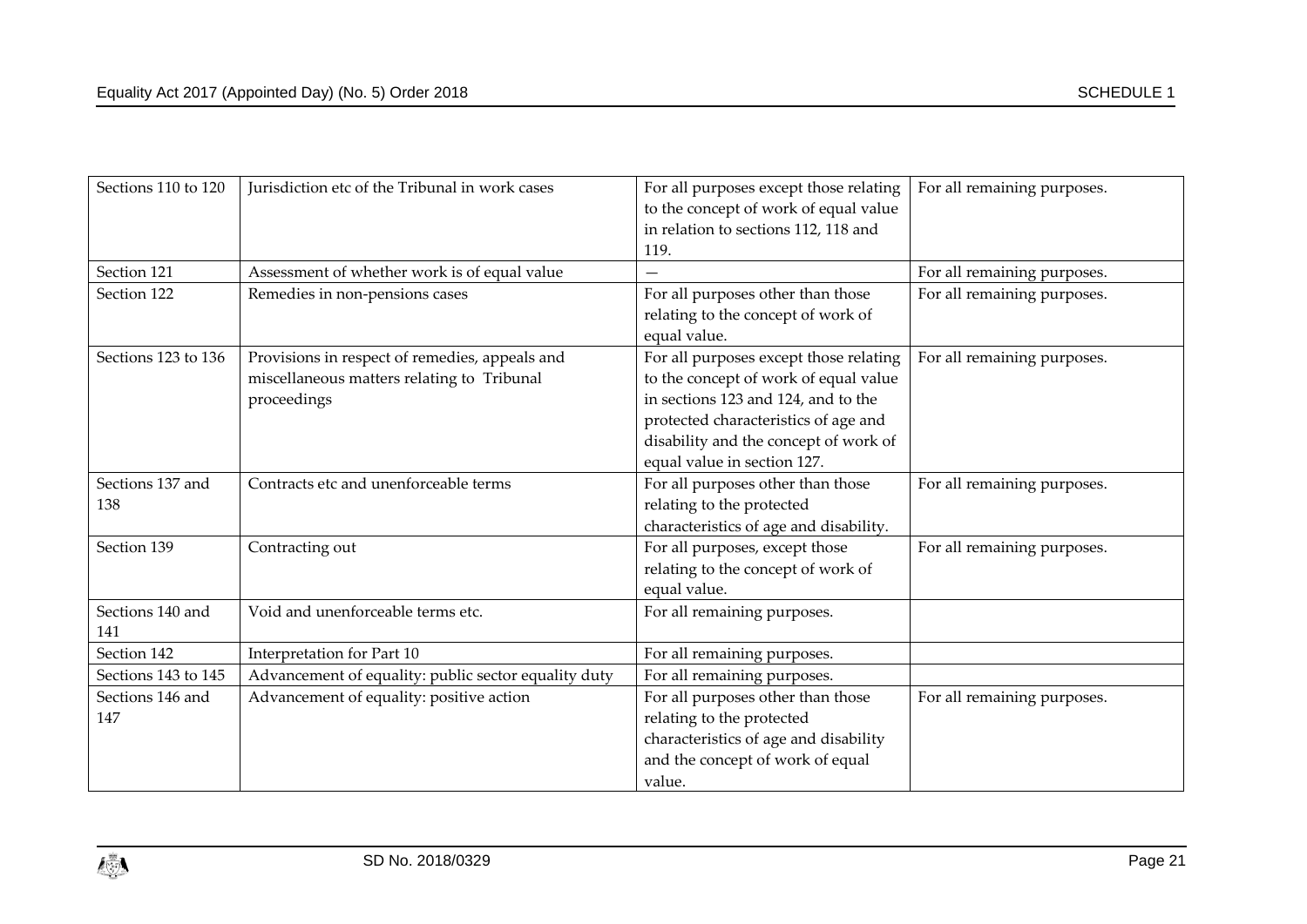| Sections 110 to 120 | Jurisdiction etc of the Tribunal in work cases | For all purposes except those relating to the concept of work of equal value in relation to sections 112, 118 and 119. | For all remaining purposes. |
|---|---|---|---|
| Section 121 | Assessment of whether work is of equal value | — | For all remaining purposes. |
| Section 122 | Remedies in non-pensions cases | For all purposes other than those relating to the concept of work of equal value. | For all remaining purposes. |
| Sections 123 to 136 | Provisions in respect of remedies, appeals and miscellaneous matters relating to Tribunal proceedings | For all purposes except those relating to the concept of work of equal value in sections 123 and 124, and to the protected characteristics of age and disability and the concept of work of equal value in section 127. | For all remaining purposes. |
| Sections 137 and 138 | Contracts etc and unenforceable terms | For all purposes other than those relating to the protected characteristics of age and disability. | For all remaining purposes. |
| Section 139 | Contracting out | For all purposes, except those relating to the concept of work of equal value. | For all remaining purposes. |
| Sections 140 and 141 | Void and unenforceable terms etc. | For all remaining purposes. | |
| Section 142 | Interpretation for Part 10 | For all remaining purposes. | |
| Sections 143 to 145 | Advancement of equality: public sector equality duty | For all remaining purposes. | |
| Sections 146 and 147 | Advancement of equality: positive action | For all purposes other than those relating to the protected characteristics of age and disability and the concept of work of equal value. | For all remaining purposes. |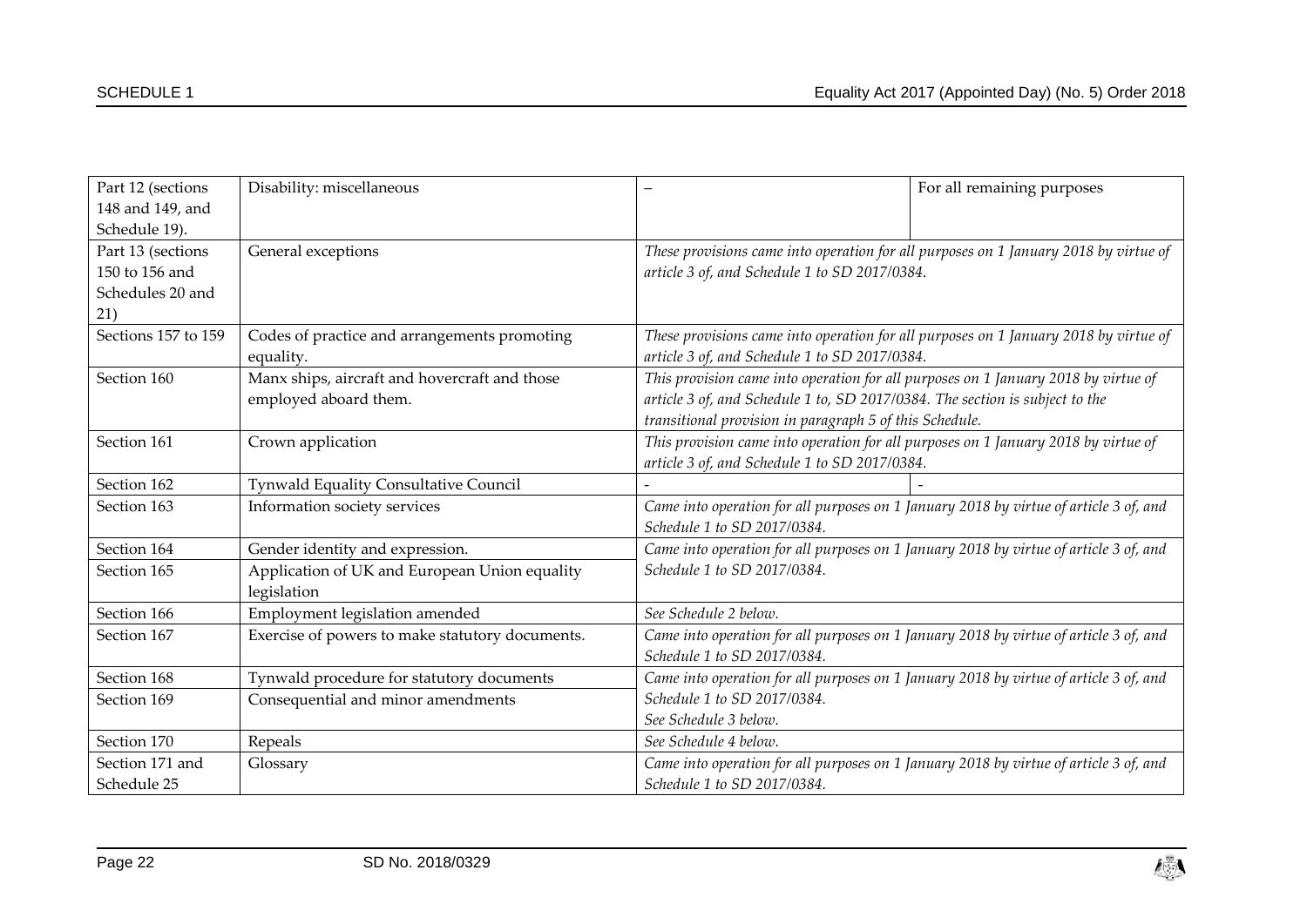| | | | |
|---|---|---|---|
| Part 12 (sections 148 and 149, and Schedule 19). | Disability: miscellaneous | – | For all remaining purposes |
| Part 13 (sections 150 to 156 and Schedules 20 and 21) | General exceptions | *These provisions came into operation for all purposes on 1 January 2018 by virtue of article 3 of, and Schedule 1 to SD 2017/0384.* | |
| Sections 157 to 159 | Codes of practice and arrangements promoting equality. | *These provisions came into operation for all purposes on 1 January 2018 by virtue of article 3 of, and Schedule 1 to SD 2017/0384.* | |
| Section 160 | Manx ships, aircraft and hovercraft and those employed aboard them. | *This provision came into operation for all purposes on 1 January 2018 by virtue of article 3 of, and Schedule 1 to, SD 2017/0384. The section is subject to the transitional provision in paragraph 5 of this Schedule.* | |
| Section 161 | Crown application | *This provision came into operation for all purposes on 1 January 2018 by virtue of article 3 of, and Schedule 1 to SD 2017/0384.* | |
| Section 162 | Tynwald Equality Consultative Council | - | - |
| Section 163 | Information society services | *Came into operation for all purposes on 1 January 2018 by virtue of article 3 of, and Schedule 1 to SD 2017/0384.* | |
| Section 164 | Gender identity and expression. | *Came into operation for all purposes on 1 January 2018 by virtue of article 3 of, and Schedule 1 to SD 2017/0384.* | |
| Section 165 | Application of UK and European Union equality legislation | | |
| Section 166 | Employment legislation amended | *See Schedule 2 below.* | |
| Section 167 | Exercise of powers to make statutory documents. | *Came into operation for all purposes on 1 January 2018 by virtue of article 3 of, and Schedule 1 to SD 2017/0384.* | |
| Section 168 | Tynwald procedure for statutory documents | *Came into operation for all purposes on 1 January 2018 by virtue of article 3 of, and Schedule 1 to SD 2017/0384.* | |
| Section 169 | Consequential and minor amendments | *See Schedule 3 below.* | |
| Section 170 | Repeals | *See Schedule 4 below.* | |
| Section 171 and Schedule 25 | Glossary | *Came into operation for all purposes on 1 January 2018 by virtue of article 3 of, and Schedule 1 to SD 2017/0384.* | |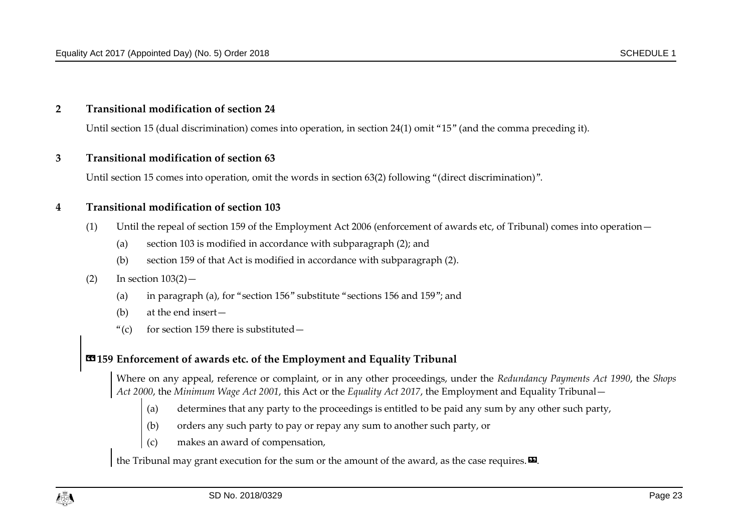**2 Transitional modification of section 24**

Until section 15 (dual discrimination) comes into operation, in section 24(1) omit "15" (and the comma preceding it).

**3 Transitional modification of section 63**

Until section 15 comes into operation, omit the words in section 63(2) following "(direct discrimination)".

**4 Transitional modification of section 103**

(1) Until the repeal of section 159 of the Employment Act 2006 (enforcement of awards etc, of Tribunal) comes into operation—

(a) section 103 is modified in accordance with subparagraph (2); and

(b) section 159 of that Act is modified in accordance with subparagraph (2).

(2) In section 103(2)—

(a) in paragraph (a), for "section 156" substitute "sections 156 and 159"; and

(b) at the end insert—

"(c) for section 159 there is substituted—

**"159 Enforcement of awards etc. of the Employment and Equality Tribunal**

Where on any appeal, reference or complaint, or in any other proceedings, under the *Redundancy Payments Act 1990*, the *Shops Act 2000*, the *Minimum Wage Act 2001*, this Act or the *Equality Act 2017*, the Employment and Equality Tribunal—

(a) determines that any party to the proceedings is entitled to be paid any sum by any other such party,

(b) orders any such party to pay or repay any sum to another such party, or

(c) makes an award of compensation,

the Tribunal may grant execution for the sum or the amount of the award, as the case requires."".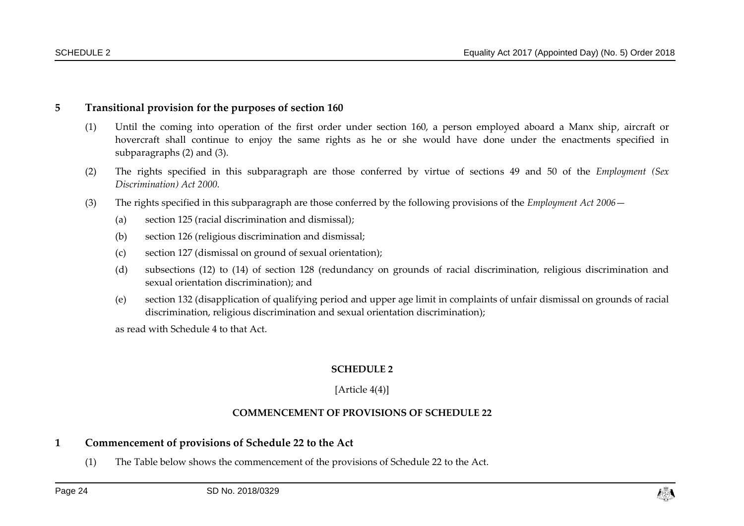## 5 Transitional provision for the purposes of section 160

(1) Until the coming into operation of the first order under section 160, a person employed aboard a Manx ship, aircraft or hovercraft shall continue to enjoy the same rights as he or she would have done under the enactments specified in subparagraphs (2) and (3).

(2) The rights specified in this subparagraph are those conferred by virtue of sections 49 and 50 of the *Employment (Sex Discrimination) Act 2000.*

(3) The rights specified in this subparagraph are those conferred by the following provisions of the *Employment Act 2006*—

(a) section 125 (racial discrimination and dismissal);

(b) section 126 (religious discrimination and dismissal;

(c) section 127 (dismissal on ground of sexual orientation);

(d) subsections (12) to (14) of section 128 (redundancy on grounds of racial discrimination, religious discrimination and sexual orientation discrimination); and

(e) section 132 (disapplication of qualifying period and upper age limit in complaints of unfair dismissal on grounds of racial discrimination, religious discrimination and sexual orientation discrimination);

as read with Schedule 4 to that Act.

**SCHEDULE 2**

[Article 4(4)]

**COMMENCEMENT OF PROVISIONS OF SCHEDULE 22**

## 1 Commencement of provisions of Schedule 22 to the Act

(1) The Table below shows the commencement of the provisions of Schedule 22 to the Act.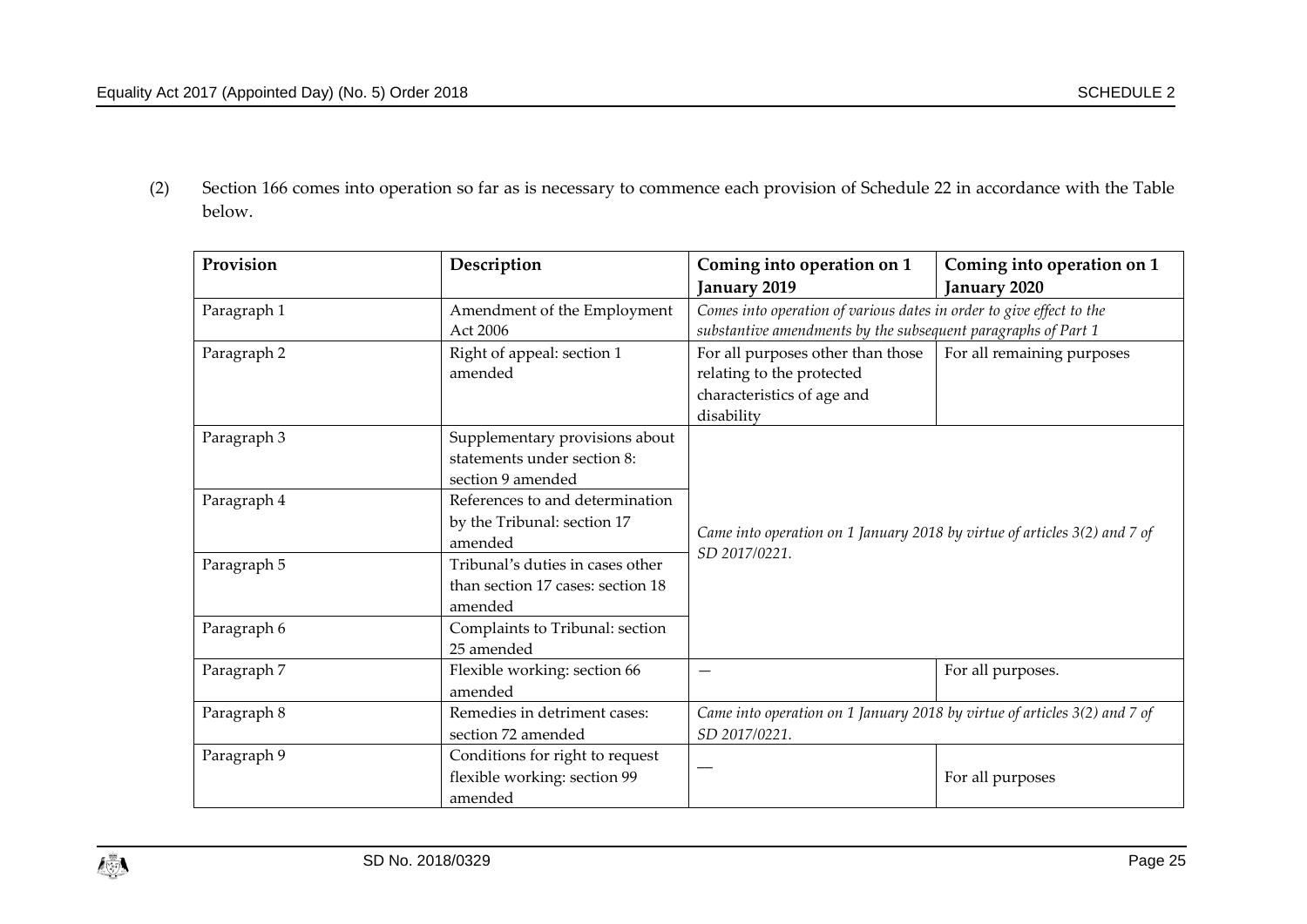(2) Section 166 comes into operation so far as is necessary to commence each provision of Schedule 22 in accordance with the Table below.

| Provision | Description | Coming into operation on 1 January 2019 | Coming into operation on 1 January 2020 |
|---|---|---|---|
| Paragraph 1 | Amendment of the Employment Act 2006 | *Comes into operation of various dates in order to give effect to the substantive amendments by the subsequent paragraphs of Part 1* | |
| Paragraph 2 | Right of appeal: section 1 amended | For all purposes other than those relating to the protected characteristics of age and disability | For all remaining purposes |
| Paragraph 3 | Supplementary provisions about statements under section 8: section 9 amended | *Came into operation on 1 January 2018 by virtue of articles 3(2) and 7 of SD 2017/0221.* | |
| Paragraph 4 | References to and determination by the Tribunal: section 17 amended | | |
| Paragraph 5 | Tribunal's duties in cases other than section 17 cases: section 18 amended | | |
| Paragraph 6 | Complaints to Tribunal: section 25 amended | | |
| Paragraph 7 | Flexible working: section 66 amended | — | For all purposes. |
| Paragraph 8 | Remedies in detriment cases: section 72 amended | *Came into operation on 1 January 2018 by virtue of articles 3(2) and 7 of SD 2017/0221.* | |
| Paragraph 9 | Conditions for right to request flexible working: section 99 amended | — | For all purposes |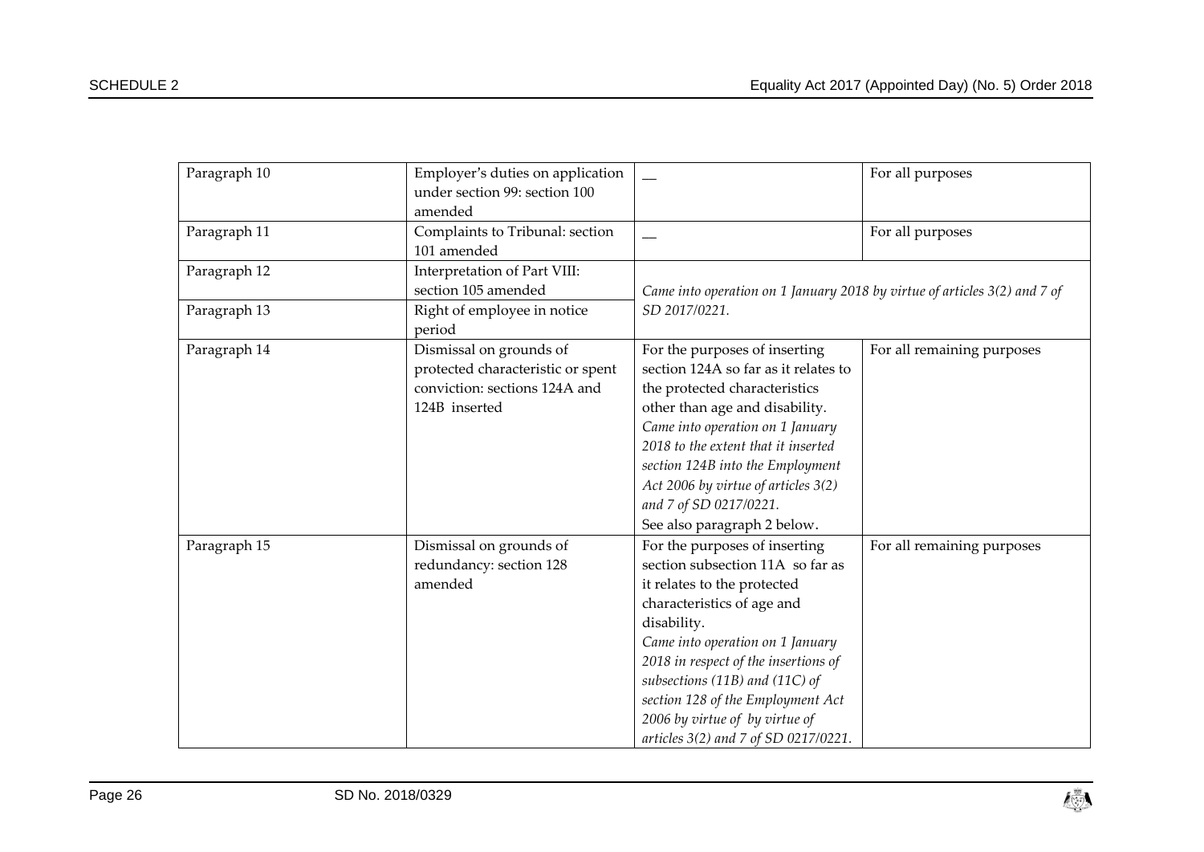| Paragraph 10 | Employer's duties on application under section 99: section 100 amended | __ | For all purposes |
|---|---|---|---|
| Paragraph 11 | Complaints to Tribunal: section 101 amended | __ | For all purposes |
| Paragraph 12 | Interpretation of Part VIII: section 105 amended | *Came into operation on 1 January 2018 by virtue of articles 3(2) and 7 of SD 2017/0221.* | |
| Paragraph 13 | Right of employee in notice period | | |
| Paragraph 14 | Dismissal on grounds of protected characteristic or spent conviction: sections 124A and 124B inserted | For the purposes of inserting section 124A so far as it relates to the protected characteristics other than age and disability. *Came into operation on 1 January 2018 to the extent that it inserted section 124B into the Employment Act 2006 by virtue of articles 3(2) and 7 of SD 0217/0221.* See also paragraph 2 below. | For all remaining purposes |
| Paragraph 15 | Dismissal on grounds of redundancy: section 128 amended | For the purposes of inserting section subsection 11A so far as it relates to the protected characteristics of age and disability. *Came into operation on 1 January 2018 in respect of the insertions of subsections (11B) and (11C) of section 128 of the Employment Act 2006 by virtue of by virtue of articles 3(2) and 7 of SD 0217/0221.* | For all remaining purposes |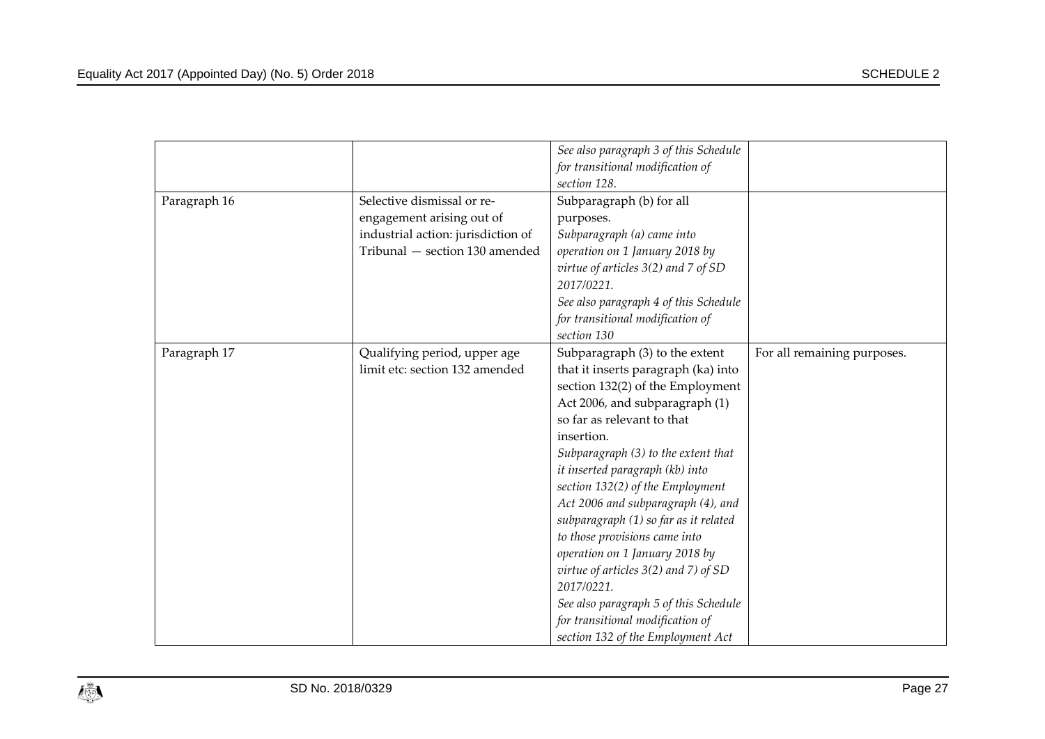| | | | |
|---|---|---|---|
| | | *See also paragraph 3 of this Schedule for transitional modification of section 128.* | |
| Paragraph 16 | Selective dismissal or re-engagement arising out of industrial action: jurisdiction of Tribunal — section 130 amended | Subparagraph (b) for all purposes.<br>*Subparagraph (a) came into operation on 1 January 2018 by virtue of articles 3(2) and 7 of SD 2017/0221.*<br>*See also paragraph 4 of this Schedule for transitional modification of section 130* | |
| Paragraph 17 | Qualifying period, upper age limit etc: section 132 amended | Subparagraph (3) to the extent that it inserts paragraph (ka) into section 132(2) of the Employment Act 2006, and subparagraph (1) so far as relevant to that insertion.<br>*Subparagraph (3) to the extent that it inserted paragraph (kb) into section 132(2) of the Employment Act 2006 and subparagraph (4), and subparagraph (1) so far as it related to those provisions came into operation on 1 January 2018 by virtue of articles 3(2) and 7) of SD 2017/0221.*<br>*See also paragraph 5 of this Schedule for transitional modification of section 132 of the Employment Act* | For all remaining purposes. |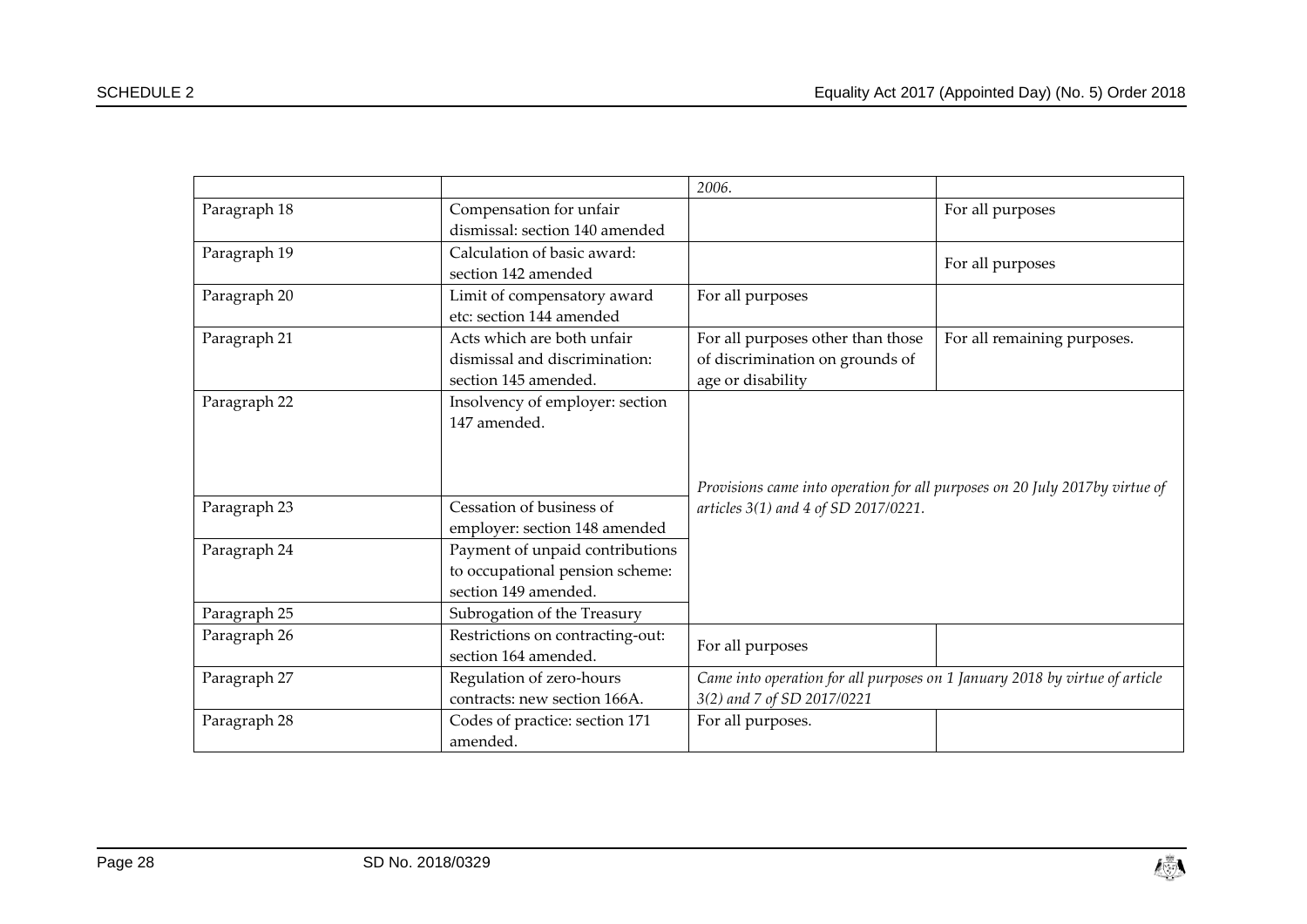| | | | |
|---|---|---|---|
| | | *2006.* | |
| Paragraph 18 | Compensation for unfair dismissal: section 140 amended | | For all purposes |
| Paragraph 19 | Calculation of basic award: section 142 amended | | For all purposes |
| Paragraph 20 | Limit of compensatory award etc: section 144 amended | For all purposes | |
| Paragraph 21 | Acts which are both unfair dismissal and discrimination: section 145 amended. | For all purposes other than those of discrimination on grounds of age or disability | For all remaining purposes. |
| Paragraph 22 | Insolvency of employer: section 147 amended. | *Provisions came into operation for all purposes on 20 July 2017by virtue of articles 3(1) and 4 of SD 2017/0221.* | |
| Paragraph 23 | Cessation of business of employer: section 148 amended | | |
| Paragraph 24 | Payment of unpaid contributions to occupational pension scheme: section 149 amended. | | |
| Paragraph 25 | Subrogation of the Treasury | | |
| Paragraph 26 | Restrictions on contracting-out: section 164 amended. | For all purposes | |
| Paragraph 27 | Regulation of zero-hours contracts: new section 166A. | *Came into operation for all purposes on 1 January 2018 by virtue of article 3(2) and 7 of SD 2017/0221* | |
| Paragraph 28 | Codes of practice: section 171 amended. | For all purposes. | |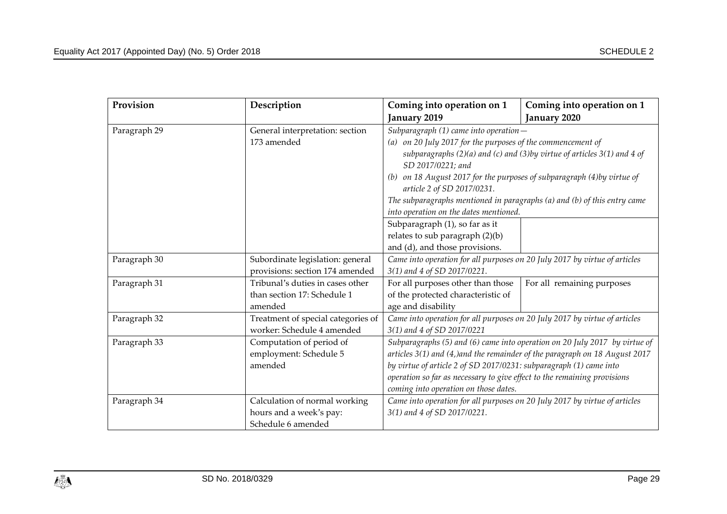| Provision | Description | Coming into operation on 1 January 2019 | Coming into operation on 1 January 2020 |
|---|---|---|---|
| Paragraph 29 | General interpretation: section 173 amended | *Subparagraph (1) came into operation—* *(a) on 20 July 2017 for the purposes of the commencement of subparagraphs (2)(a) and (c) and (3)by virtue of articles 3(1) and 4 of SD 2017/0221; and* *(b) on 18 August 2017 for the purposes of subparagraph (4)by virtue of article 2 of SD 2017/0231.* *The subparagraphs mentioned in paragraphs (a) and (b) of this entry came into operation on the dates mentioned.* | |
| | | Subparagraph (1), so far as it relates to sub paragraph (2)(b) and (d), and those provisions. | |
| Paragraph 30 | Subordinate legislation: general provisions: section 174 amended | *Came into operation for all purposes on 20 July 2017 by virtue of articles 3(1) and 4 of SD 2017/0221.* | |
| Paragraph 31 | Tribunal's duties in cases other than section 17: Schedule 1 amended | For all purposes other than those of the protected characteristic of age and disability | For all remaining purposes |
| Paragraph 32 | Treatment of special categories of worker: Schedule 4 amended | *Came into operation for all purposes on 20 July 2017 by virtue of articles 3(1) and 4 of SD 2017/0221* | |
| Paragraph 33 | Computation of period of employment: Schedule 5 amended | *Subparagraphs (5) and (6) came into operation on 20 July 2017 by virtue of articles 3(1) and (4,)and the remainder of the paragraph on 18 August 2017 by virtue of article 2 of SD 2017/0231: subparagraph (1) came into operation so far as necessary to give effect to the remaining provisions coming into operation on those dates.* | |
| Paragraph 34 | Calculation of normal working hours and a week's pay: Schedule 6 amended | *Came into operation for all purposes on 20 July 2017 by virtue of articles 3(1) and 4 of SD 2017/0221.* | |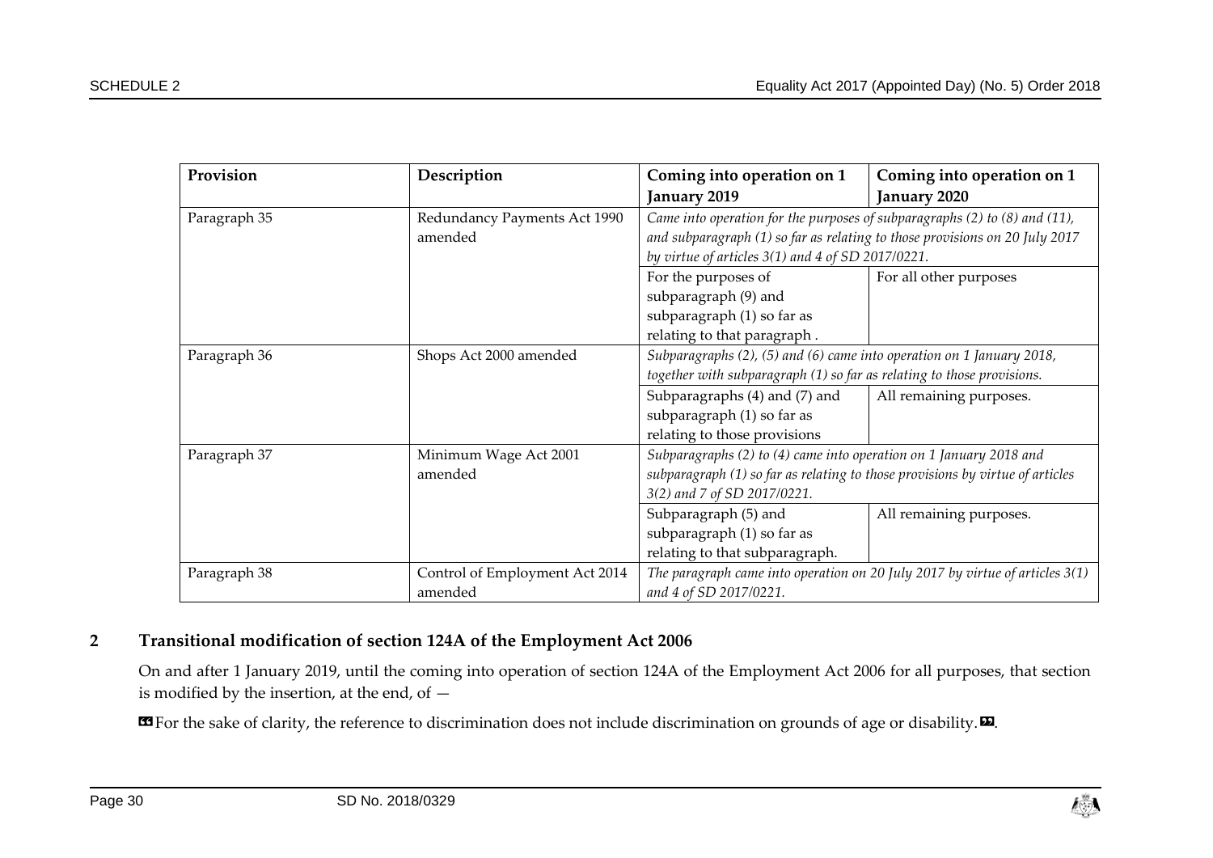| Provision | Description | Coming into operation on 1 January 2019 | Coming into operation on 1 January 2020 |
|---|---|---|---|
| Paragraph 35 | Redundancy Payments Act 1990 amended | *Came into operation for the purposes of subparagraphs (2) to (8) and (11), and subparagraph (1) so far as relating to those provisions on 20 July 2017 by virtue of articles 3(1) and 4 of SD 2017/0221.* | |
| | | For the purposes of subparagraph (9) and subparagraph (1) so far as relating to that paragraph . | For all other purposes |
| Paragraph 36 | Shops Act 2000 amended | *Subparagraphs (2), (5) and (6) came into operation on 1 January 2018, together with subparagraph (1) so far as relating to those provisions.* | |
| | | Subparagraphs (4) and (7) and subparagraph (1) so far as relating to those provisions | All remaining purposes. |
| Paragraph 37 | Minimum Wage Act 2001 amended | *Subparagraphs (2) to (4) came into operation on 1 January 2018 and subparagraph (1) so far as relating to those provisions by virtue of articles 3(2) and 7 of SD 2017/0221.* | |
| | | Subparagraph (5) and subparagraph (1) so far as relating to that subparagraph. | All remaining purposes. |
| Paragraph 38 | Control of Employment Act 2014 amended | *The paragraph came into operation on 20 July 2017 by virtue of articles 3(1) and 4 of SD 2017/0221.* | |

## 2 Transitional modification of section 124A of the Employment Act 2006

On and after 1 January 2019, until the coming into operation of section 124A of the Employment Act 2006 for all purposes, that section is modified by the insertion, at the end, of —

«For the sake of clarity, the reference to discrimination does not include discrimination on grounds of age or disability.».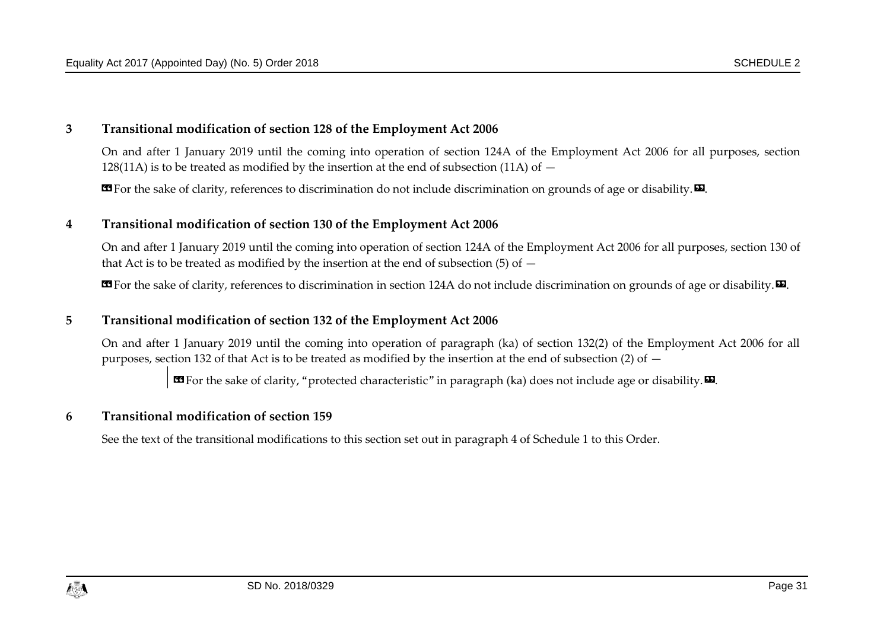## 3 Transitional modification of section 128 of the Employment Act 2006

On and after 1 January 2019 until the coming into operation of section 124A of the Employment Act 2006 for all purposes, section 128(11A) is to be treated as modified by the insertion at the end of subsection (11A) of —

“For the sake of clarity, references to discrimination do not include discrimination on grounds of age or disability.”.

## 4 Transitional modification of section 130 of the Employment Act 2006

On and after 1 January 2019 until the coming into operation of section 124A of the Employment Act 2006 for all purposes, section 130 of that Act is to be treated as modified by the insertion at the end of subsection (5) of —

“For the sake of clarity, references to discrimination in section 124A do not include discrimination on grounds of age or disability.”.

## 5 Transitional modification of section 132 of the Employment Act 2006

On and after 1 January 2019 until the coming into operation of paragraph (ka) of section 132(2) of the Employment Act 2006 for all purposes, section 132 of that Act is to be treated as modified by the insertion at the end of subsection (2) of —

> “For the sake of clarity, “protected characteristic” in paragraph (ka) does not include age or disability.”.

## 6 Transitional modification of section 159

See the text of the transitional modifications to this section set out in paragraph 4 of Schedule 1 to this Order.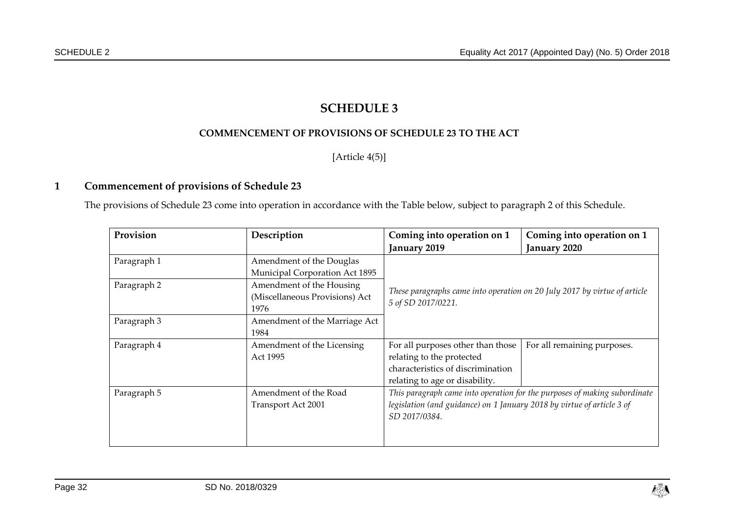# SCHEDULE 3

## COMMENCEMENT OF PROVISIONS OF SCHEDULE 23 TO THE ACT

[Article 4(5)]

### 1 Commencement of provisions of Schedule 23

The provisions of Schedule 23 come into operation in accordance with the Table below, subject to paragraph 2 of this Schedule.

| Provision | Description | Coming into operation on 1 January 2019 | Coming into operation on 1 January 2020 |
|---|---|---|---|
| Paragraph 1 | Amendment of the Douglas Municipal Corporation Act 1895 | *These paragraphs came into operation on 20 July 2017 by virtue of article 5 of SD 2017/0221.* | |
| Paragraph 2 | Amendment of the Housing (Miscellaneous Provisions) Act 1976 | | |
| Paragraph 3 | Amendment of the Marriage Act 1984 | | |
| Paragraph 4 | Amendment of the Licensing Act 1995 | For all purposes other than those relating to the protected characteristics of discrimination relating to age or disability. | For all remaining purposes. |
| Paragraph 5 | Amendment of the Road Transport Act 2001 | *This paragraph came into operation for the purposes of making subordinate legislation (and guidance) on 1 January 2018 by virtue of article 3 of SD 2017/0384.* | |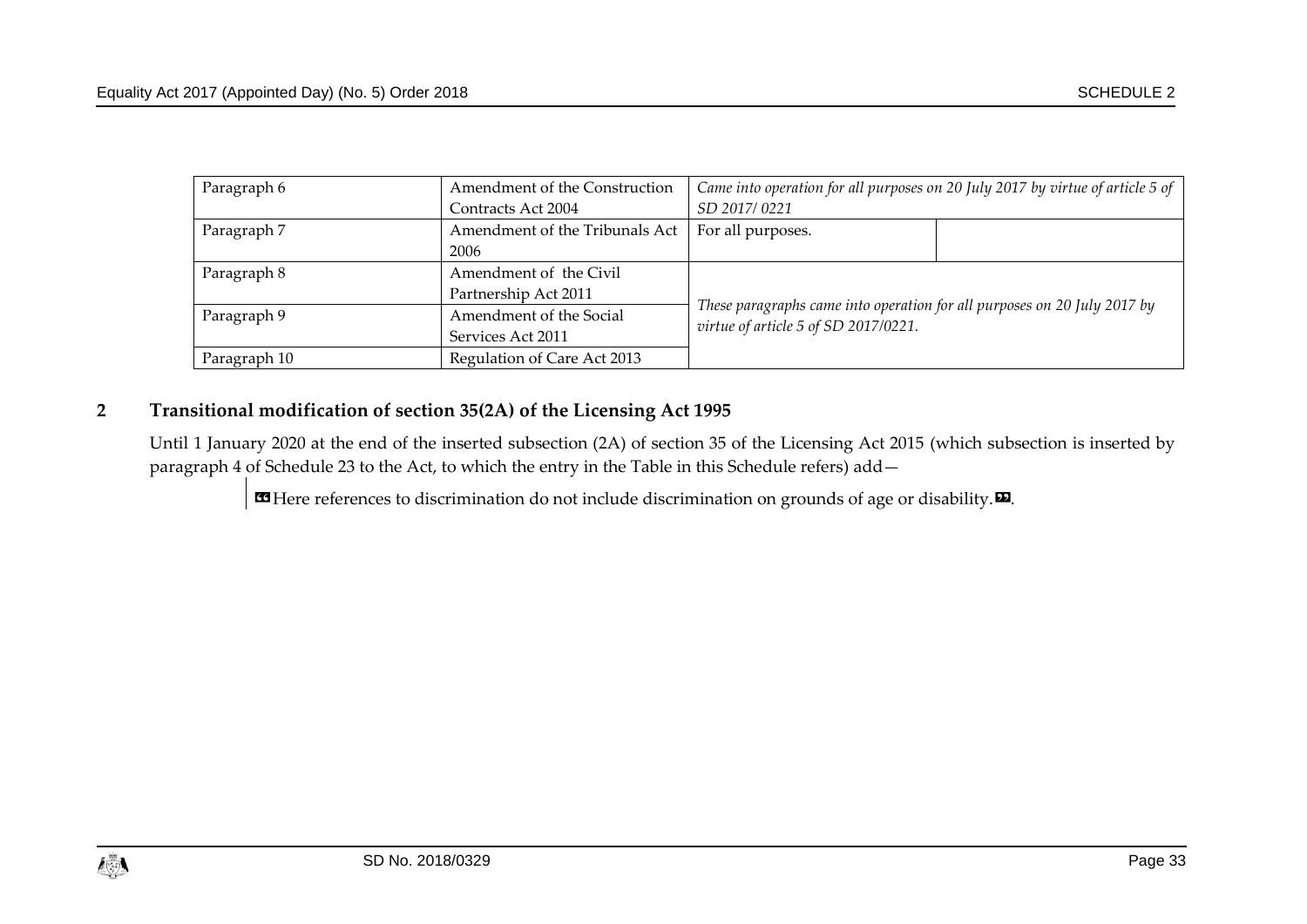| | | | |
|---|---|---|---|
| Paragraph 6 | Amendment of the Construction Contracts Act 2004 | *Came into operation for all purposes on 20 July 2017 by virtue of article 5 of SD 2017/ 0221* | |
| Paragraph 7 | Amendment of the Tribunals Act 2006 | For all purposes. | |
| Paragraph 8 | Amendment of the Civil Partnership Act 2011 | *These paragraphs came into operation for all purposes on 20 July 2017 by virtue of article 5 of SD 2017/0221.* | |
| Paragraph 9 | Amendment of the Social Services Act 2011 | | |
| Paragraph 10 | Regulation of Care Act 2013 | | |

## 2 Transitional modification of section 35(2A) of the Licensing Act 1995

Until 1 January 2020 at the end of the inserted subsection (2A) of section 35 of the Licensing Act 2015 (which subsection is inserted by paragraph 4 of Schedule 23 to the Act, to which the entry in the Table in this Schedule refers) add—

> «Here references to discrimination do not include discrimination on grounds of age or disability.».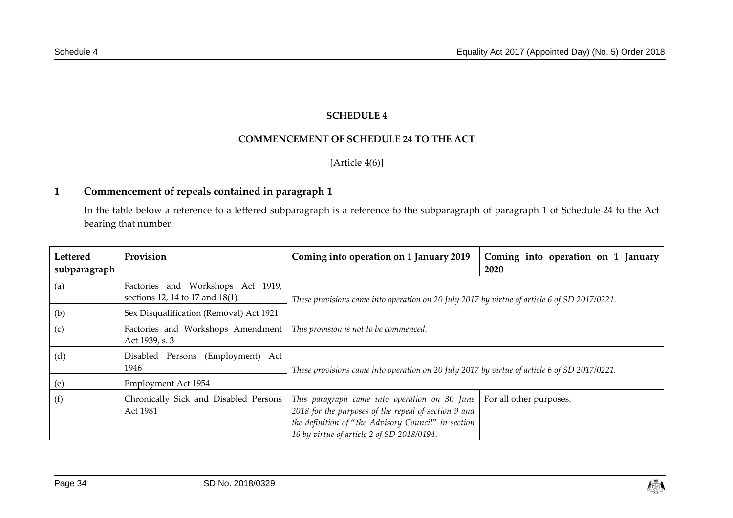# SCHEDULE 4

## COMMENCEMENT OF SCHEDULE 24 TO THE ACT

[Article 4(6)]

### 1 Commencement of repeals contained in paragraph 1

In the table below a reference to a lettered subparagraph is a reference to the subparagraph of paragraph 1 of Schedule 24 to the Act bearing that number.

| Lettered subparagraph | Provision | Coming into operation on 1 January 2019 | Coming into operation on 1 January 2020 |
|---|---|---|---|
| (a) | Factories and Workshops Act 1919, sections 12, 14 to 17 and 18(1) | *These provisions came into operation on 20 July 2017 by virtue of article 6 of SD 2017/0221.* | |
| (b) | Sex Disqualification (Removal) Act 1921 | | |
| (c) | Factories and Workshops Amendment Act 1939, s. 3 | *This provision is not to be commenced.* | |
| (d) | Disabled Persons (Employment) Act 1946 | *These provisions came into operation on 20 July 2017 by virtue of article 6 of SD 2017/0221.* | |
| (e) | Employment Act 1954 | | |
| (f) | Chronically Sick and Disabled Persons Act 1981 | *This paragraph came into operation on 30 June 2018 for the purposes of the repeal of section 9 and the definition of "the Advisory Council" in section 16 by virtue of article 2 of SD 2018/0194.* | For all other purposes. |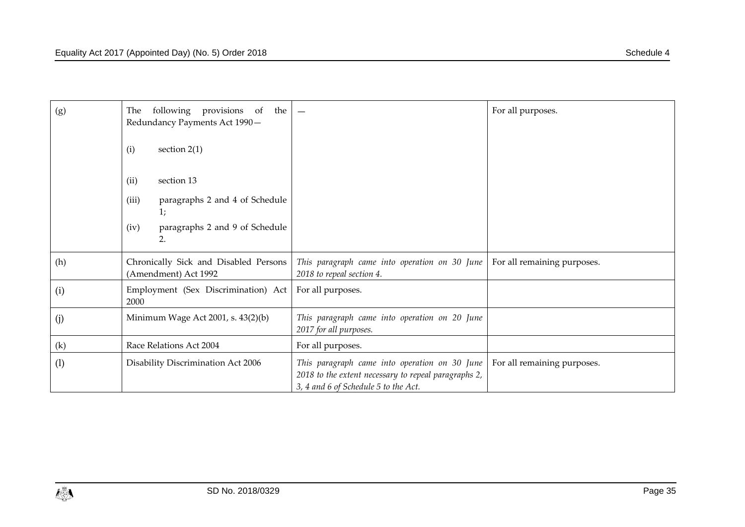| | | | |
|---|---|---|---|
| (g) | The following provisions of the Redundancy Payments Act 1990— (i) section 2(1) (ii) section 13 (iii) paragraphs 2 and 4 of Schedule 1; (iv) paragraphs 2 and 9 of Schedule 2. | — | For all purposes. |
| (h) | Chronically Sick and Disabled Persons (Amendment) Act 1992 | *This paragraph came into operation on 30 June 2018 to repeal section 4.* | For all remaining purposes. |
| (i) | Employment (Sex Discrimination) Act 2000 | For all purposes. | |
| (j) | Minimum Wage Act 2001, s. 43(2)(b) | *This paragraph came into operation on 20 June 2017 for all purposes.* | |
| (k) | Race Relations Act 2004 | For all purposes. | |
| (l) | Disability Discrimination Act 2006 | *This paragraph came into operation on 30 June 2018 to the extent necessary to repeal paragraphs 2, 3, 4 and 6 of Schedule 5 to the Act.* | For all remaining purposes. |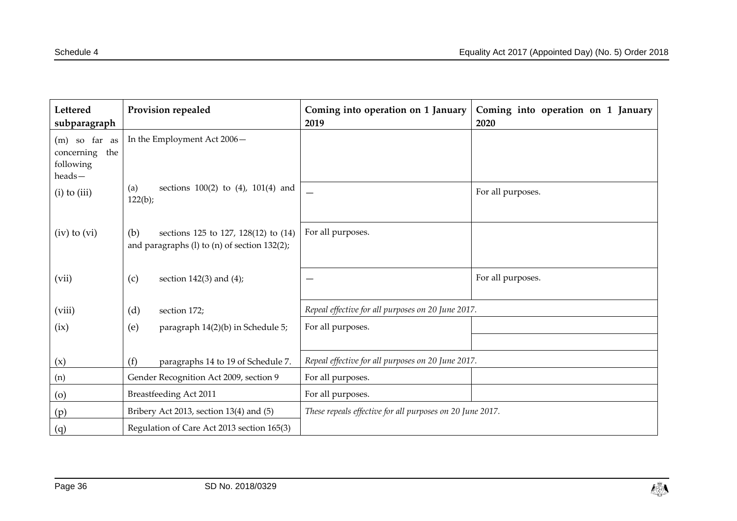| Lettered subparagraph | Provision repealed | Coming into operation on 1 January 2019 | Coming into operation on 1 January 2020 |
|---|---|---|---|
| (m) so far as concerning the following heads— | In the Employment Act 2006— | | |
| (i) to (iii) | (a) sections 100(2) to (4), 101(4) and 122(b); | — | For all purposes. |
| (iv) to (vi) | (b) sections 125 to 127, 128(12) to (14) and paragraphs (l) to (n) of section 132(2); | For all purposes. | |
| (vii) | (c) section 142(3) and (4); | — | For all purposes. |
| (viii) | (d) section 172; | *Repeal effective for all purposes on 20 June 2017.* | |
| (ix) | (e) paragraph 14(2)(b) in Schedule 5; | For all purposes. | |
| (x) | (f) paragraphs 14 to 19 of Schedule 7. | *Repeal effective for all purposes on 20 June 2017.* | |
| (n) | Gender Recognition Act 2009, section 9 | For all purposes. | |
| (o) | Breastfeeding Act 2011 | For all purposes. | |
| (p) | Bribery Act 2013, section 13(4) and (5) | *These repeals effective for all purposes on 20 June 2017.* | |
| (q) | Regulation of Care Act 2013 section 165(3) | | |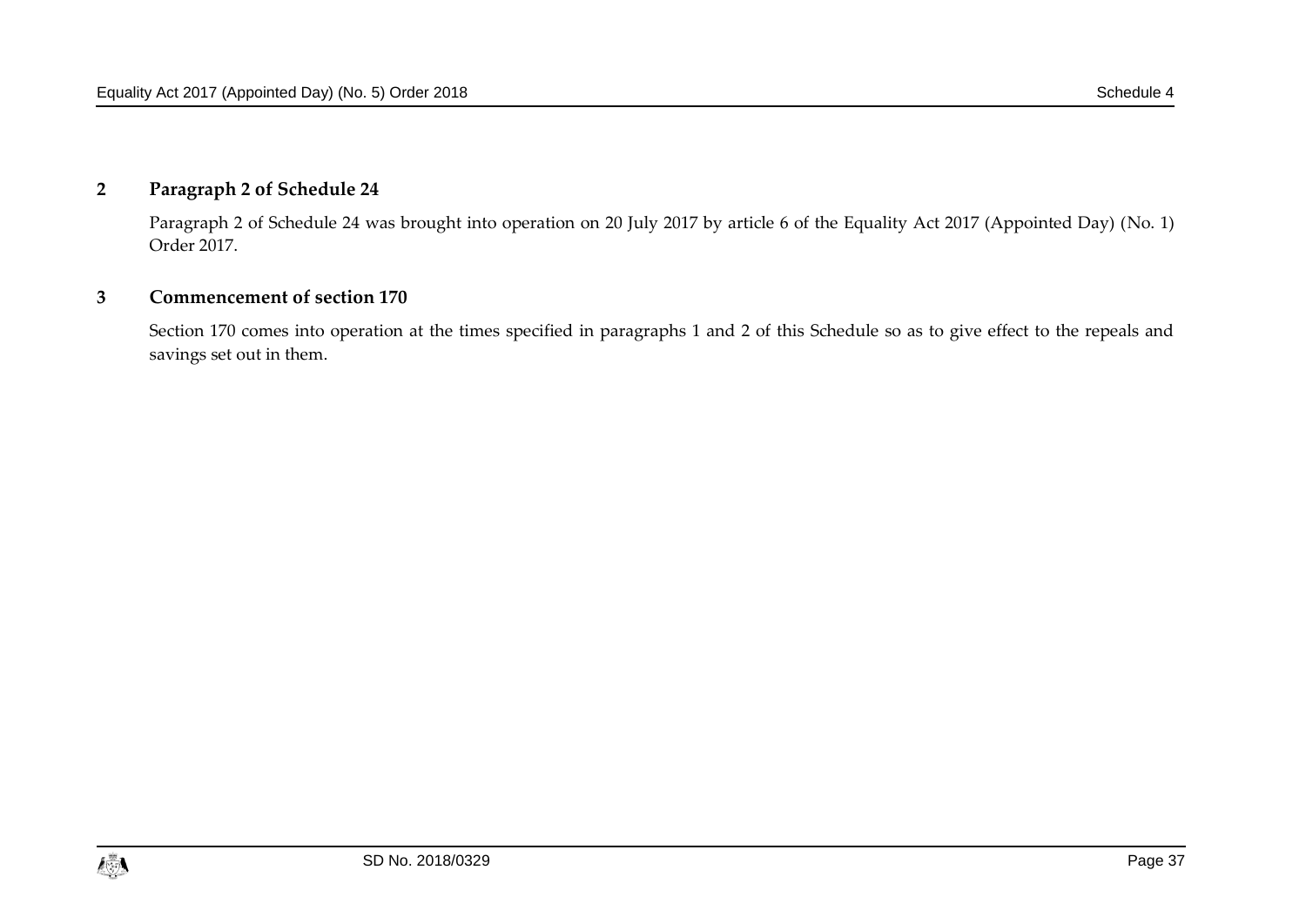## 2 Paragraph 2 of Schedule 24

Paragraph 2 of Schedule 24 was brought into operation on 20 July 2017 by article 6 of the Equality Act 2017 (Appointed Day) (No. 1) Order 2017.

## 3 Commencement of section 170

Section 170 comes into operation at the times specified in paragraphs 1 and 2 of this Schedule so as to give effect to the repeals and savings set out in them.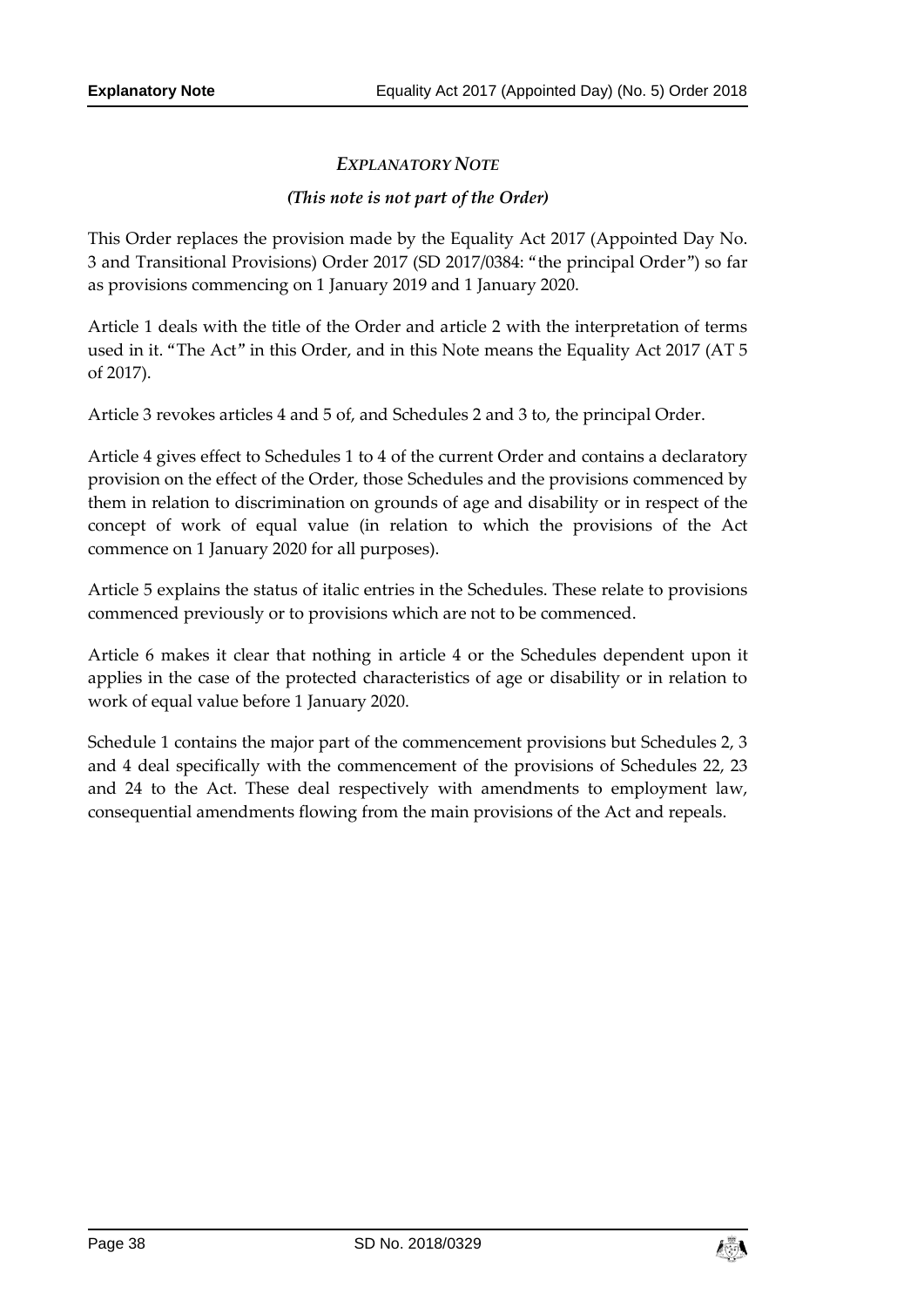## *EXPLANATORY NOTE*

***(This note is not part of the Order)***

This Order replaces the provision made by the Equality Act 2017 (Appointed Day No. 3 and Transitional Provisions) Order 2017 (SD 2017/0384: "the principal Order") so far as provisions commencing on 1 January 2019 and 1 January 2020.

Article 1 deals with the title of the Order and article 2 with the interpretation of terms used in it. "The Act" in this Order, and in this Note means the Equality Act 2017 (AT 5 of 2017).

Article 3 revokes articles 4 and 5 of, and Schedules 2 and 3 to, the principal Order.

Article 4 gives effect to Schedules 1 to 4 of the current Order and contains a declaratory provision on the effect of the Order, those Schedules and the provisions commenced by them in relation to discrimination on grounds of age and disability or in respect of the concept of work of equal value (in relation to which the provisions of the Act commence on 1 January 2020 for all purposes).

Article 5 explains the status of italic entries in the Schedules. These relate to provisions commenced previously or to provisions which are not to be commenced.

Article 6 makes it clear that nothing in article 4 or the Schedules dependent upon it applies in the case of the protected characteristics of age or disability or in relation to work of equal value before 1 January 2020.

Schedule 1 contains the major part of the commencement provisions but Schedules 2, 3 and 4 deal specifically with the commencement of the provisions of Schedules 22, 23 and 24 to the Act. These deal respectively with amendments to employment law, consequential amendments flowing from the main provisions of the Act and repeals.